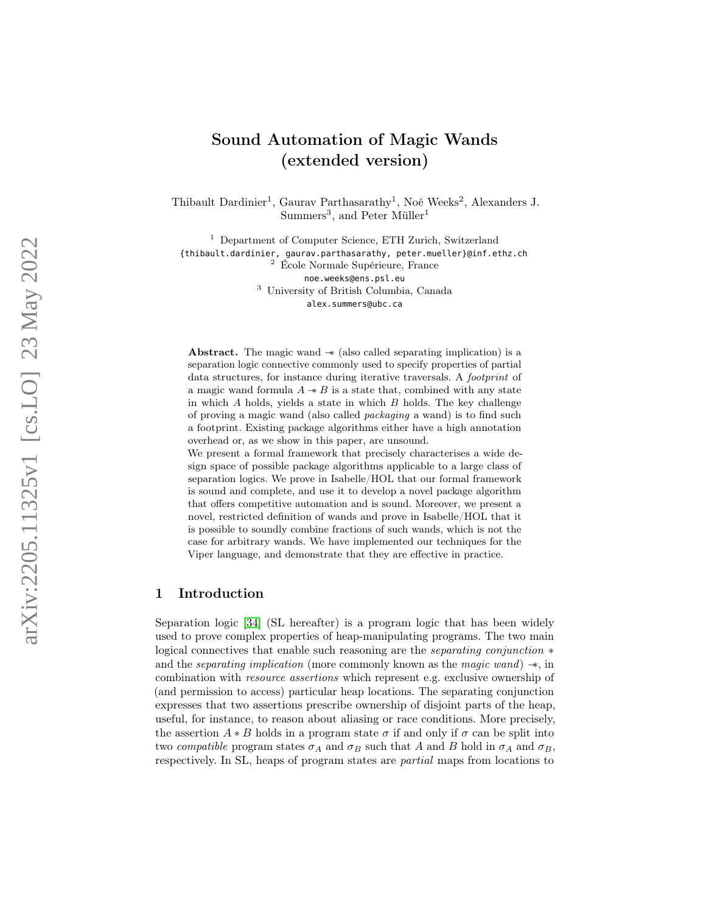# Sound Automation of Magic Wands (extended version)

Thibault Dardinier[1], Gaurav Parthasarathy[1], Noé Weeks[2], Alexanders J. Summers[3], and Peter Müller[1]

[1] Department of Computer Science, ETH Zurich, Switzerland
{thibault.dardinier, gaurav.parthasarathy, peter.mueller}@inf.ethz.ch
[2] École Normale Supérieure, France
noe.weeks@ens.psl.eu
[3] University of British Columbia, Canada
alex.summers@ubc.ca

**Abstract.** The magic wand $-\!\!*$ (also called separating implication) is a separation logic connective commonly used to specify properties of partial data structures, for instance during iterative traversals. A *footprint* of a magic wand formula $A -\!\!* B$ is a state that, combined with any state in which $A$ holds, yields a state in which $B$ holds. The key challenge of proving a magic wand (also called *packaging* a wand) is to find such a footprint. Existing package algorithms either have a high annotation overhead or, as we show in this paper, are unsound.

We present a formal framework that precisely characterises a wide design space of possible package algorithms applicable to a large class of separation logics. We prove in Isabelle/HOL that our formal framework is sound and complete, and use it to develop a novel package algorithm that offers competitive automation and is sound. Moreover, we present a novel, restricted definition of wands and prove in Isabelle/HOL that it is possible to soundly combine fractions of such wands, which is not the case for arbitrary wands. We have implemented our techniques for the Viper language, and demonstrate that they are effective in practice.

## 1 Introduction

Separation logic [34] (SL hereafter) is a program logic that has been widely used to prove complex properties of heap-manipulating programs. The two main logical connectives that enable such reasoning are the *separating conjunction* $*$ and the *separating implication* (more commonly known as the *magic wand*) $-\!\!*$, in combination with *resource assertions* which represent e.g. exclusive ownership of (and permission to access) particular heap locations. The separating conjunction expresses that two assertions prescribe ownership of disjoint parts of the heap, useful, for instance, to reason about aliasing or race conditions. More precisely, the assertion $A * B$ holds in a program state $\sigma$ if and only if $\sigma$ can be split into two *compatible* program states $\sigma_A$ and $\sigma_B$ such that $A$ and $B$ hold in $\sigma_A$ and $\sigma_B$, respectively. In SL, heaps of program states are *partial* maps from locations to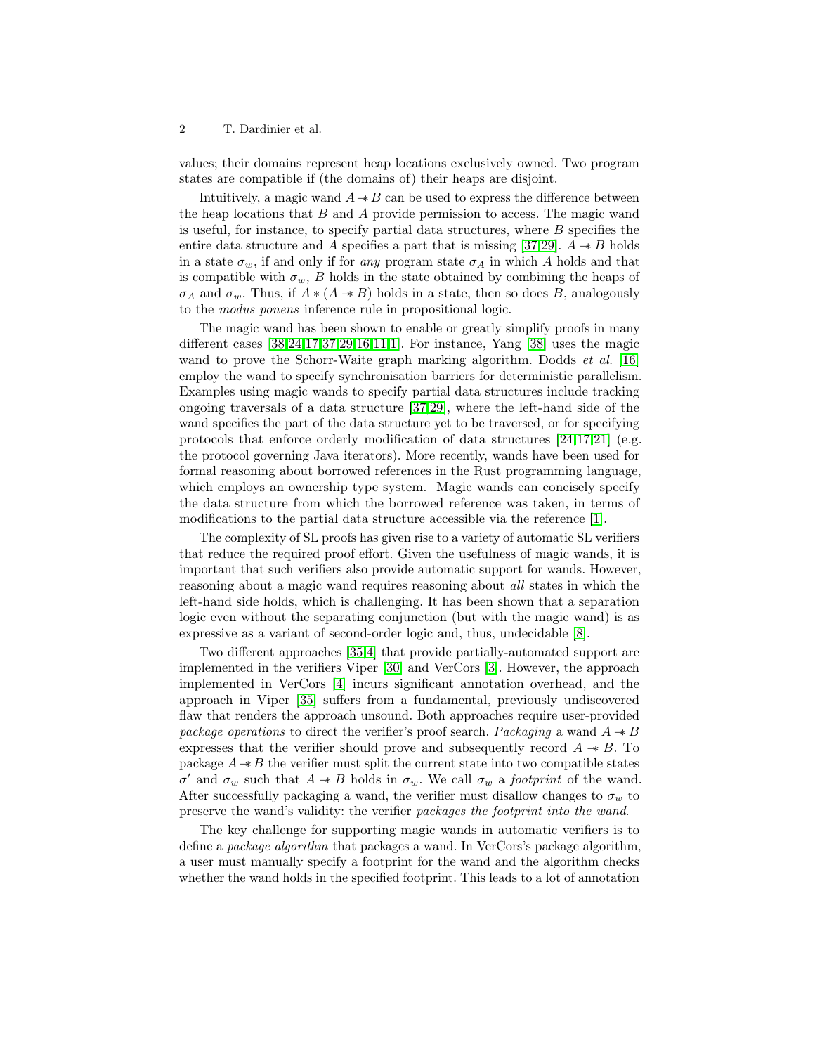values; their domains represent heap locations exclusively owned. Two program states are compatible if (the domains of) their heaps are disjoint.

Intuitively, a magic wand $A \mathrel{-\!\!*} B$ can be used to express the difference between the heap locations that $B$ and $A$ provide permission to access. The magic wand is useful, for instance, to specify partial data structures, where $B$ specifies the entire data structure and $A$ specifies a part that is missing [37,29]. $A \mathrel{-\!\!*} B$ holds in a state $\sigma_w$, if and only if for *any* program state $\sigma_A$ in which $A$ holds and that is compatible with $\sigma_w$, $B$ holds in the state obtained by combining the heaps of $\sigma_A$ and $\sigma_w$. Thus, if $A * (A \mathrel{-\!\!*} B)$ holds in a state, then so does $B$, analogously to the *modus ponens* inference rule in propositional logic.

The magic wand has been shown to enable or greatly simplify proofs in many different cases [38,24,17,37,29,16,11,1]. For instance, Yang [38] uses the magic wand to prove the Schorr-Waite graph marking algorithm. Dodds *et al.* [16] employ the wand to specify synchronisation barriers for deterministic parallelism. Examples using magic wands to specify partial data structures include tracking ongoing traversals of a data structure [37,29], where the left-hand side of the wand specifies the part of the data structure yet to be traversed, or for specifying protocols that enforce orderly modification of data structures [24,17,21] (e.g. the protocol governing Java iterators). More recently, wands have been used for formal reasoning about borrowed references in the Rust programming language, which employs an ownership type system. Magic wands can concisely specify the data structure from which the borrowed reference was taken, in terms of modifications to the partial data structure accessible via the reference [1].

The complexity of SL proofs has given rise to a variety of automatic SL verifiers that reduce the required proof effort. Given the usefulness of magic wands, it is important that such verifiers also provide automatic support for wands. However, reasoning about a magic wand requires reasoning about *all* states in which the left-hand side holds, which is challenging. It has been shown that a separation logic even without the separating conjunction (but with the magic wand) is as expressive as a variant of second-order logic and, thus, undecidable [8].

Two different approaches [35,4] that provide partially-automated support are implemented in the verifiers Viper [30] and VerCors [3]. However, the approach implemented in VerCors [4] incurs significant annotation overhead, and the approach in Viper [35] suffers from a fundamental, previously undiscovered flaw that renders the approach unsound. Both approaches require user-provided *package operations* to direct the verifier's proof search. *Packaging* a wand $A \mathrel{-\!\!*} B$ expresses that the verifier should prove and subsequently record $A \mathrel{-\!\!*} B$. To package $A \mathrel{-\!\!*} B$ the verifier must split the current state into two compatible states $\sigma'$ and $\sigma_w$ such that $A \mathrel{-\!\!*} B$ holds in $\sigma_w$. We call $\sigma_w$ a *footprint* of the wand. After successfully packaging a wand, the verifier must disallow changes to $\sigma_w$ to preserve the wand's validity: the verifier *packages the footprint into the wand*.

The key challenge for supporting magic wands in automatic verifiers is to define a *package algorithm* that packages a wand. In VerCors's package algorithm, a user must manually specify a footprint for the wand and the algorithm checks whether the wand holds in the specified footprint. This leads to a lot of annotation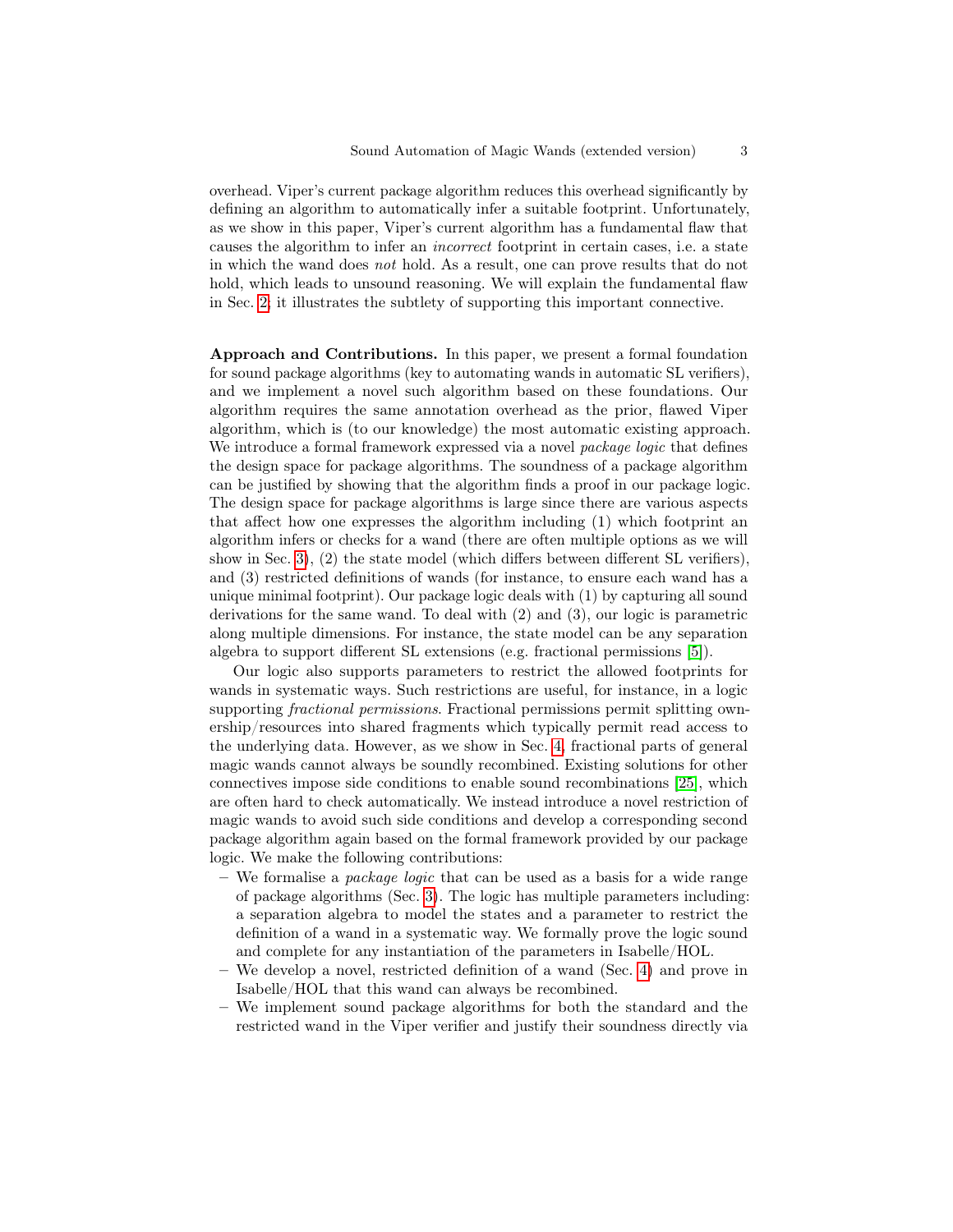overhead. Viper's current package algorithm reduces this overhead significantly by defining an algorithm to automatically infer a suitable footprint. Unfortunately, as we show in this paper, Viper's current algorithm has a fundamental flaw that causes the algorithm to infer an *incorrect* footprint in certain cases, i.e. a state in which the wand does *not* hold. As a result, one can prove results that do not hold, which leads to unsound reasoning. We will explain the fundamental flaw in Sec. 2; it illustrates the subtlety of supporting this important connective.

**Approach and Contributions.** In this paper, we present a formal foundation for sound package algorithms (key to automating wands in automatic SL verifiers), and we implement a novel such algorithm based on these foundations. Our algorithm requires the same annotation overhead as the prior, flawed Viper algorithm, which is (to our knowledge) the most automatic existing approach. We introduce a formal framework expressed via a novel *package logic* that defines the design space for package algorithms. The soundness of a package algorithm can be justified by showing that the algorithm finds a proof in our package logic. The design space for package algorithms is large since there are various aspects that affect how one expresses the algorithm including (1) which footprint an algorithm infers or checks for a wand (there are often multiple options as we will show in Sec. 3), (2) the state model (which differs between different SL verifiers), and (3) restricted definitions of wands (for instance, to ensure each wand has a unique minimal footprint). Our package logic deals with (1) by capturing all sound derivations for the same wand. To deal with (2) and (3), our logic is parametric along multiple dimensions. For instance, the state model can be any separation algebra to support different SL extensions (e.g. fractional permissions [5]).

Our logic also supports parameters to restrict the allowed footprints for wands in systematic ways. Such restrictions are useful, for instance, in a logic supporting *fractional permissions*. Fractional permissions permit splitting ownership/resources into shared fragments which typically permit read access to the underlying data. However, as we show in Sec. 4, fractional parts of general magic wands cannot always be soundly recombined. Existing solutions for other connectives impose side conditions to enable sound recombinations [25], which are often hard to check automatically. We instead introduce a novel restriction of magic wands to avoid such side conditions and develop a corresponding second package algorithm again based on the formal framework provided by our package logic. We make the following contributions:

- We formalise a *package logic* that can be used as a basis for a wide range of package algorithms (Sec. 3). The logic has multiple parameters including: a separation algebra to model the states and a parameter to restrict the definition of a wand in a systematic way. We formally prove the logic sound and complete for any instantiation of the parameters in Isabelle/HOL.
- We develop a novel, restricted definition of a wand (Sec. 4) and prove in Isabelle/HOL that this wand can always be recombined.
- We implement sound package algorithms for both the standard and the restricted wand in the Viper verifier and justify their soundness directly via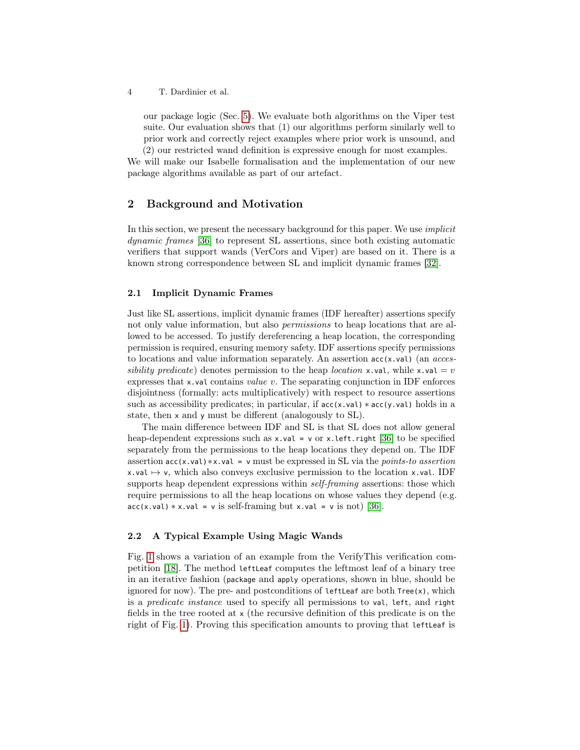our package logic (Sec. 5). We evaluate both algorithms on the Viper test suite. Our evaluation shows that (1) our algorithms perform similarly well to prior work and correctly reject examples where prior work is unsound, and (2) our restricted wand definition is expressive enough for most examples.

We will make our Isabelle formalisation and the implementation of our new package algorithms available as part of our artefact.

## 2 Background and Motivation

In this section, we present the necessary background for this paper. We use *implicit dynamic frames* [36] to represent SL assertions, since both existing automatic verifiers that support wands (VerCors and Viper) are based on it. There is a known strong correspondence between SL and implicit dynamic frames [32].

### 2.1 Implicit Dynamic Frames

Just like SL assertions, implicit dynamic frames (IDF hereafter) assertions specify not only value information, but also *permissions* to heap locations that are allowed to be accessed. To justify dereferencing a heap location, the corresponding permission is required, ensuring memory safety. IDF assertions specify permissions to locations and value information separately. An assertion `acc(x.val)` (an *accessibility predicate*) denotes permission to the heap *location* `x.val`, while `x.val` $= v$ expresses that `x.val` contains *value* $v$. The separating conjunction in IDF enforces disjointness (formally: acts multiplicatively) with respect to resource assertions such as accessibility predicates; in particular, if `acc(x.val)` $*$ `acc(y.val)` holds in a state, then `x` and `y` must be different (analogously to SL).

The main difference between IDF and SL is that SL does not allow general heap-dependent expressions such as `x.val = v` or `x.left.right` [36] to be specified separately from the permissions to the heap locations they depend on. The IDF assertion `acc(x.val)`$*$`x.val = v` must be expressed in SL via the *points-to assertion* `x.val` $\mapsto$ `v`, which also conveys exclusive permission to the location `x.val`. IDF supports heap dependent expressions within *self-framing* assertions: those which require permissions to all the heap locations on whose values they depend (e.g. `acc(x.val)` $*$ `x.val = v` is self-framing but `x.val = v` is not) [36].

### 2.2 A Typical Example Using Magic Wands

Fig. 1 shows a variation of an example from the VerifyThis verification competition [18]. The method `leftLeaf` computes the leftmost leaf of a binary tree in an iterative fashion (`package` and `apply` operations, shown in blue, should be ignored for now). The pre- and postconditions of `leftLeaf` are both `Tree(x)`, which is a *predicate instance* used to specify all permissions to `val`, `left`, and `right` fields in the tree rooted at `x` (the recursive definition of this predicate is on the right of Fig. 1). Proving this specification amounts to proving that `leftLeaf` is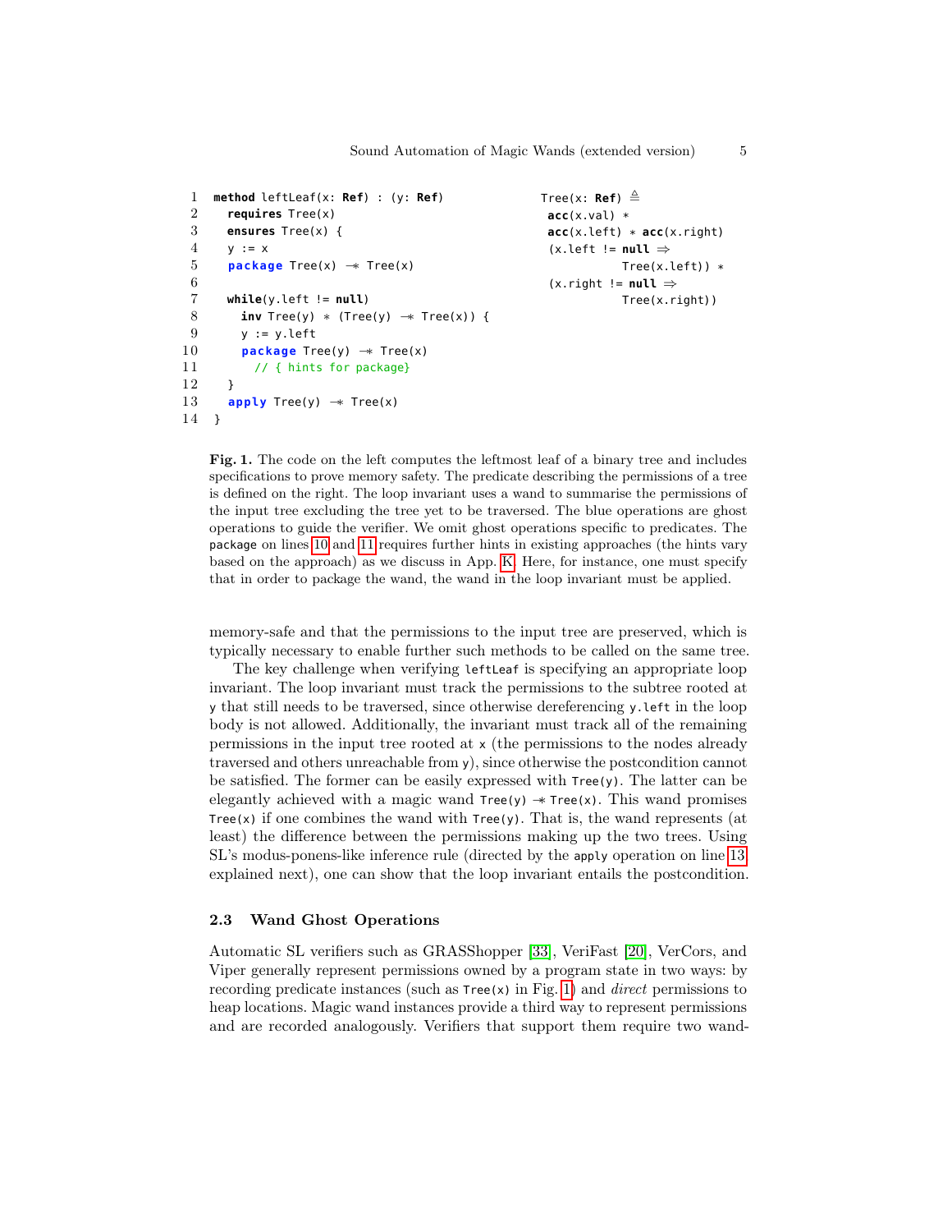```
1  method leftLeaf(x: Ref) : (y: Ref)
2    requires Tree(x)
3    ensures Tree(x) {
4    y := x
5    package Tree(x) −∗ Tree(x)
6
7    while(y.left != null)
8      inv Tree(y) ∗ (Tree(y) −∗ Tree(x)) {
9      y := y.left
10     package Tree(y) −∗ Tree(x)
11       // { hints for package}
12   }
13   apply Tree(y) −∗ Tree(x)
14 }
```

```
Tree(x: Ref) ≜
 acc(x.val) ∗
 acc(x.left) ∗ acc(x.right)
 (x.left != null ⇒
          Tree(x.left)) ∗
 (x.right != null ⇒
          Tree(x.right))
```

**Fig. 1.** The code on the left computes the leftmost leaf of a binary tree and includes specifications to prove memory safety. The predicate describing the permissions of a tree is defined on the right. The loop invariant uses a wand to summarise the permissions of the input tree excluding the tree yet to be traversed. The blue operations are ghost operations to guide the verifier. We omit ghost operations specific to predicates. The `package` on lines 10 and 11 requires further hints in existing approaches (the hints vary based on the approach) as we discuss in App. K. Here, for instance, one must specify that in order to package the wand, the wand in the loop invariant must be applied.

memory-safe and that the permissions to the input tree are preserved, which is typically necessary to enable further such methods to be called on the same tree.

The key challenge when verifying `leftLeaf` is specifying an appropriate loop invariant. The loop invariant must track the permissions to the subtree rooted at `y` that still needs to be traversed, since otherwise dereferencing `y.left` in the loop body is not allowed. Additionally, the invariant must track all of the remaining permissions in the input tree rooted at `x` (the permissions to the nodes already traversed and others unreachable from `y`), since otherwise the postcondition cannot be satisfied. The former can be easily expressed with `Tree(y)`. The latter can be elegantly achieved with a magic wand `Tree(y) −∗ Tree(x)`. This wand promises `Tree(x)` if one combines the wand with `Tree(y)`. That is, the wand represents (at least) the difference between the permissions making up the two trees. Using SL's modus-ponens-like inference rule (directed by the `apply` operation on line 13, explained next), one can show that the loop invariant entails the postcondition.

### 2.3 Wand Ghost Operations

Automatic SL verifiers such as GRASShopper [33], VeriFast [20], VerCors, and Viper generally represent permissions owned by a program state in two ways: by recording predicate instances (such as `Tree(x)` in Fig. 1) and *direct* permissions to heap locations. Magic wand instances provide a third way to represent permissions and are recorded analogously. Verifiers that support them require two wand-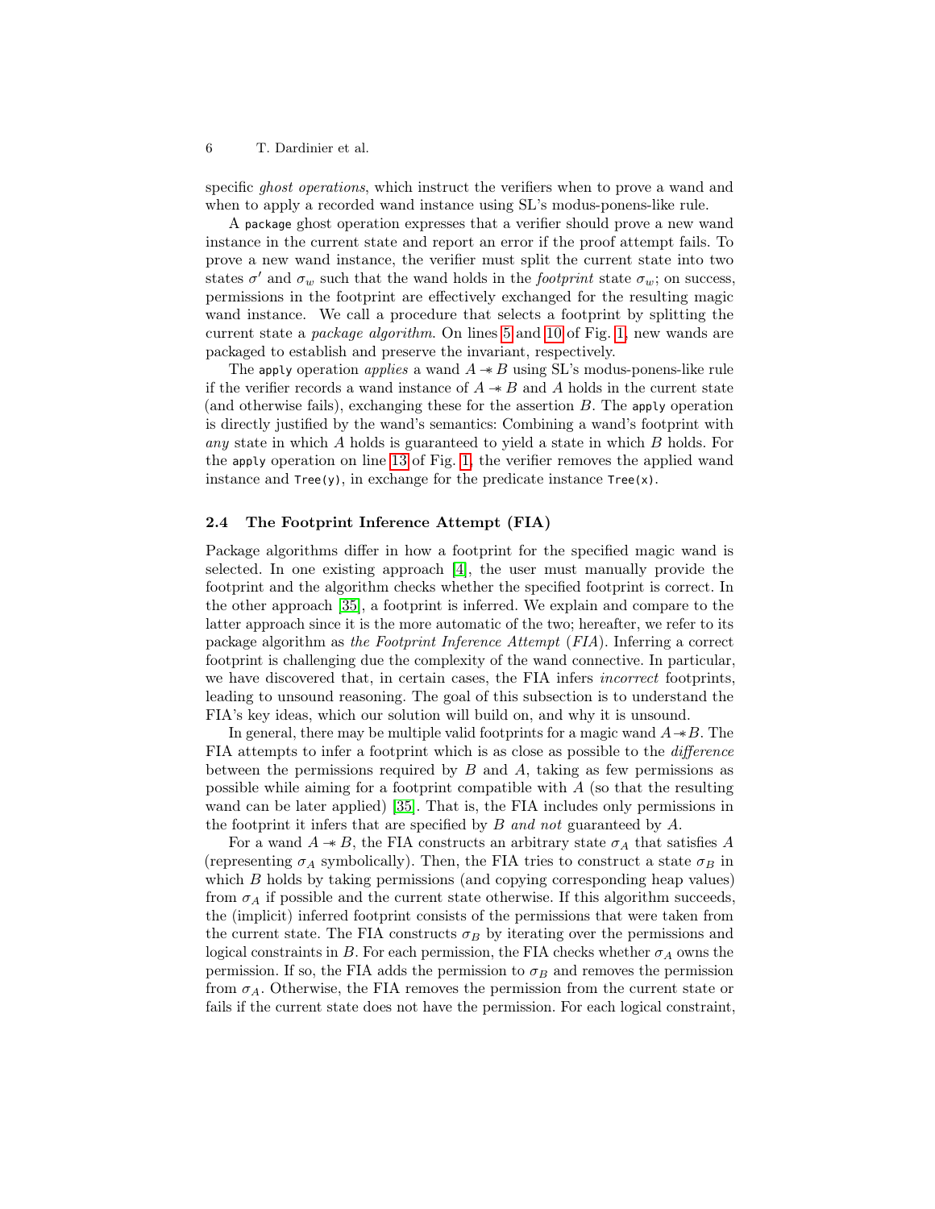specific *ghost operations*, which instruct the verifiers when to prove a wand and when to apply a recorded wand instance using SL's modus-ponens-like rule.

A `package` ghost operation expresses that a verifier should prove a new wand instance in the current state and report an error if the proof attempt fails. To prove a new wand instance, the verifier must split the current state into two states $\sigma'$ and $\sigma_w$ such that the wand holds in the *footprint* state $\sigma_w$; on success, permissions in the footprint are effectively exchanged for the resulting magic wand instance. We call a procedure that selects a footprint by splitting the current state a *package algorithm*. On lines 5 and 10 of Fig. 1, new wands are packaged to establish and preserve the invariant, respectively.

The `apply` operation *applies* a wand $A \mathrel{-\!\!*} B$ using SL's modus-ponens-like rule if the verifier records a wand instance of $A \mathrel{-\!\!*} B$ and $A$ holds in the current state (and otherwise fails), exchanging these for the assertion $B$. The `apply` operation is directly justified by the wand's semantics: Combining a wand's footprint with *any* state in which $A$ holds is guaranteed to yield a state in which $B$ holds. For the `apply` operation on line 13 of Fig. 1, the verifier removes the applied wand instance and `Tree(y)`, in exchange for the predicate instance `Tree(x)`.

### 2.4 The Footprint Inference Attempt (FIA)

Package algorithms differ in how a footprint for the specified magic wand is selected. In one existing approach [4], the user must manually provide the footprint and the algorithm checks whether the specified footprint is correct. In the other approach [35], a footprint is inferred. We explain and compare to the latter approach since it is the more automatic of the two; hereafter, we refer to its package algorithm as *the Footprint Inference Attempt* (*FIA*). Inferring a correct footprint is challenging due the complexity of the wand connective. In particular, we have discovered that, in certain cases, the FIA infers *incorrect* footprints, leading to unsound reasoning. The goal of this subsection is to understand the FIA's key ideas, which our solution will build on, and why it is unsound.

In general, there may be multiple valid footprints for a magic wand $A \mathrel{-\!\!*} B$. The FIA attempts to infer a footprint which is as close as possible to the *difference* between the permissions required by $B$ and $A$, taking as few permissions as possible while aiming for a footprint compatible with $A$ (so that the resulting wand can be later applied) [35]. That is, the FIA includes only permissions in the footprint it infers that are specified by $B$ *and not* guaranteed by $A$.

For a wand $A \mathrel{-\!\!*} B$, the FIA constructs an arbitrary state $\sigma_A$ that satisfies $A$ (representing $\sigma_A$ symbolically). Then, the FIA tries to construct a state $\sigma_B$ in which $B$ holds by taking permissions (and copying corresponding heap values) from $\sigma_A$ if possible and the current state otherwise. If this algorithm succeeds, the (implicit) inferred footprint consists of the permissions that were taken from the current state. The FIA constructs $\sigma_B$ by iterating over the permissions and logical constraints in $B$. For each permission, the FIA checks whether $\sigma_A$ owns the permission. If so, the FIA adds the permission to $\sigma_B$ and removes the permission from $\sigma_A$. Otherwise, the FIA removes the permission from the current state or fails if the current state does not have the permission. For each logical constraint,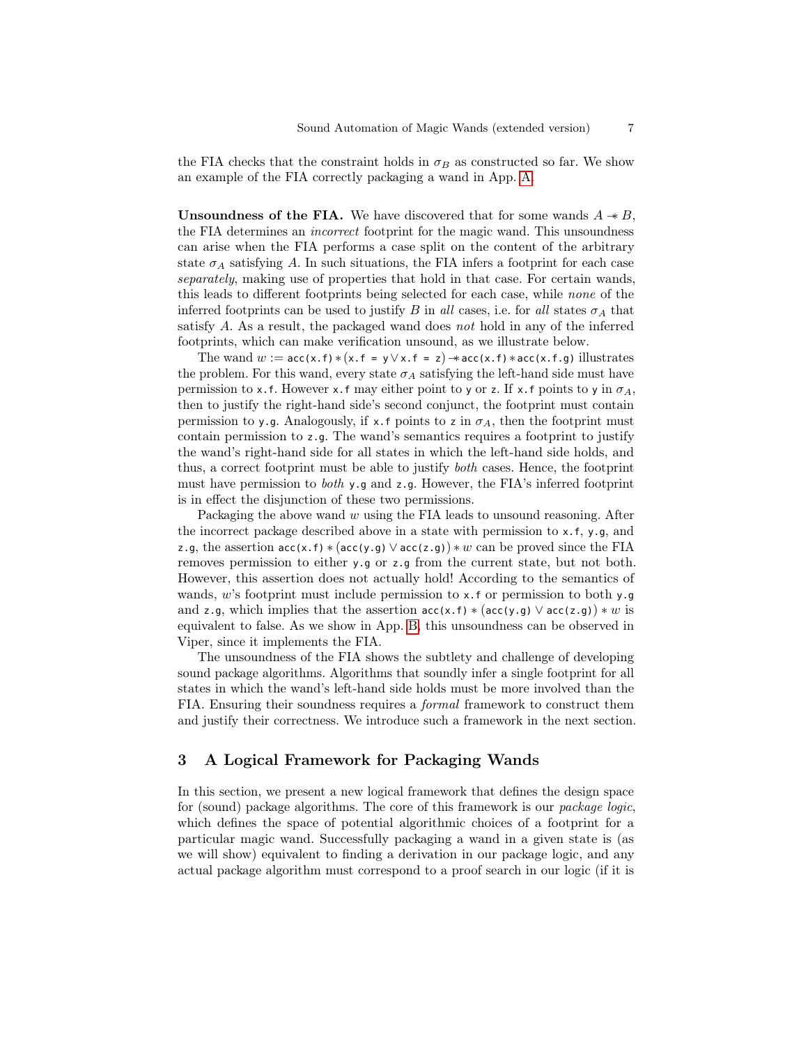the FIA checks that the constraint holds in $\sigma_B$ as constructed so far. We show an example of the FIA correctly packaging a wand in App. A.

**Unsoundness of the FIA.** We have discovered that for some wands $A \mathrel{-\!\!*} B$, the FIA determines an *incorrect* footprint for the magic wand. This unsoundness can arise when the FIA performs a case split on the content of the arbitrary state $\sigma_A$ satisfying $A$. In such situations, the FIA infers a footprint for each case *separately*, making use of properties that hold in that case. For certain wands, this leads to different footprints being selected for each case, while *none* of the inferred footprints can be used to justify $B$ in *all* cases, i.e. for *all* states $\sigma_A$ that satisfy $A$. As a result, the packaged wand does *not* hold in any of the inferred footprints, which can make verification unsound, as we illustrate below.

The wand $w := \texttt{acc(x.f)} * (\texttt{x.f = y} \vee \texttt{x.f = z}) \mathrel{-\!\!*} \texttt{acc(x.f)} * \texttt{acc(x.f.g)}$ illustrates the problem. For this wand, every state $\sigma_A$ satisfying the left-hand side must have permission to `x.f`. However `x.f` may either point to `y` or `z`. If `x.f` points to `y` in $\sigma_A$, then to justify the right-hand side's second conjunct, the footprint must contain permission to `y.g`. Analogously, if `x.f` points to `z` in $\sigma_A$, then the footprint must contain permission to `z.g`. The wand's semantics requires a footprint to justify the wand's right-hand side for all states in which the left-hand side holds, and thus, a correct footprint must be able to justify *both* cases. Hence, the footprint must have permission to *both* `y.g` and `z.g`. However, the FIA's inferred footprint is in effect the disjunction of these two permissions.

Packaging the above wand $w$ using the FIA leads to unsound reasoning. After the incorrect package described above in a state with permission to `x.f`, `y.g`, and `z.g`, the assertion $\texttt{acc(x.f)} * (\texttt{acc(y.g)} \vee \texttt{acc(z.g)}) * w$ can be proved since the FIA removes permission to either `y.g` or `z.g` from the current state, but not both. However, this assertion does not actually hold! According to the semantics of wands, $w$'s footprint must include permission to `x.f` or permission to both `y.g` and `z.g`, which implies that the assertion $\texttt{acc(x.f)} * (\texttt{acc(y.g)} \vee \texttt{acc(z.g)}) * w$ is equivalent to false. As we show in App. B, this unsoundness can be observed in Viper, since it implements the FIA.

The unsoundness of the FIA shows the subtlety and challenge of developing sound package algorithms. Algorithms that soundly infer a single footprint for all states in which the wand's left-hand side holds must be more involved than the FIA. Ensuring their soundness requires a *formal* framework to construct them and justify their correctness. We introduce such a framework in the next section.

## 3 A Logical Framework for Packaging Wands

In this section, we present a new logical framework that defines the design space for (sound) package algorithms. The core of this framework is our *package logic*, which defines the space of potential algorithmic choices of a footprint for a particular magic wand. Successfully packaging a wand in a given state is (as we will show) equivalent to finding a derivation in our package logic, and any actual package algorithm must correspond to a proof search in our logic (if it is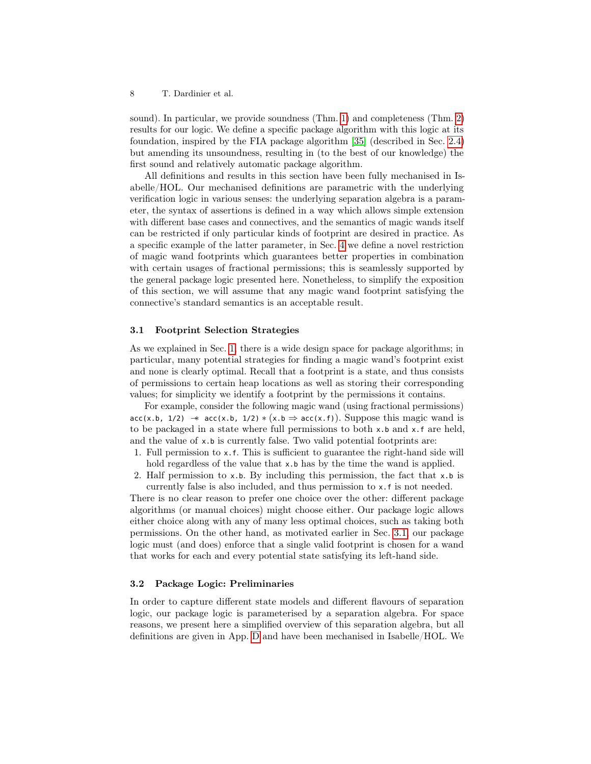sound). In particular, we provide soundness (Thm. 1) and completeness (Thm. 2) results for our logic. We define a specific package algorithm with this logic at its foundation, inspired by the FIA package algorithm [35] (described in Sec. 2.4) but amending its unsoundness, resulting in (to the best of our knowledge) the first sound and relatively automatic package algorithm.

All definitions and results in this section have been fully mechanised in Isabelle/HOL. Our mechanised definitions are parametric with the underlying verification logic in various senses: the underlying separation algebra is a parameter, the syntax of assertions is defined in a way which allows simple extension with different base cases and connectives, and the semantics of magic wands itself can be restricted if only particular kinds of footprint are desired in practice. As a specific example of the latter parameter, in Sec. 4 we define a novel restriction of magic wand footprints which guarantees better properties in combination with certain usages of fractional permissions; this is seamlessly supported by the general package logic presented here. Nonetheless, to simplify the exposition of this section, we will assume that any magic wand footprint satisfying the connective's standard semantics is an acceptable result.

### 3.1 Footprint Selection Strategies

As we explained in Sec. 1, there is a wide design space for package algorithms; in particular, many potential strategies for finding a magic wand's footprint exist and none is clearly optimal. Recall that a footprint is a state, and thus consists of permissions to certain heap locations as well as storing their corresponding values; for simplicity we identify a footprint by the permissions it contains.

For example, consider the following magic wand (using fractional permissions) `acc(x.b, 1/2)` $-\!\!*$ `acc(x.b, 1/2)` $*$ (`x.b` $\Rightarrow$ `acc(x.f)`). Suppose this magic wand is to be packaged in a state where full permissions to both `x.b` and `x.f` are held, and the value of `x.b` is currently false. Two valid potential footprints are:

1. Full permission to `x.f`. This is sufficient to guarantee the right-hand side will hold regardless of the value that `x.b` has by the time the wand is applied.
2. Half permission to `x.b`. By including this permission, the fact that `x.b` is currently false is also included, and thus permission to `x.f` is not needed.

There is no clear reason to prefer one choice over the other: different package algorithms (or manual choices) might choose either. Our package logic allows either choice along with any of many less optimal choices, such as taking both permissions. On the other hand, as motivated earlier in Sec. 3.1, our package logic must (and does) enforce that a single valid footprint is chosen for a wand that works for each and every potential state satisfying its left-hand side.

### 3.2 Package Logic: Preliminaries

In order to capture different state models and different flavours of separation logic, our package logic is parameterised by a separation algebra. For space reasons, we present here a simplified overview of this separation algebra, but all definitions are given in App. D and have been mechanised in Isabelle/HOL. We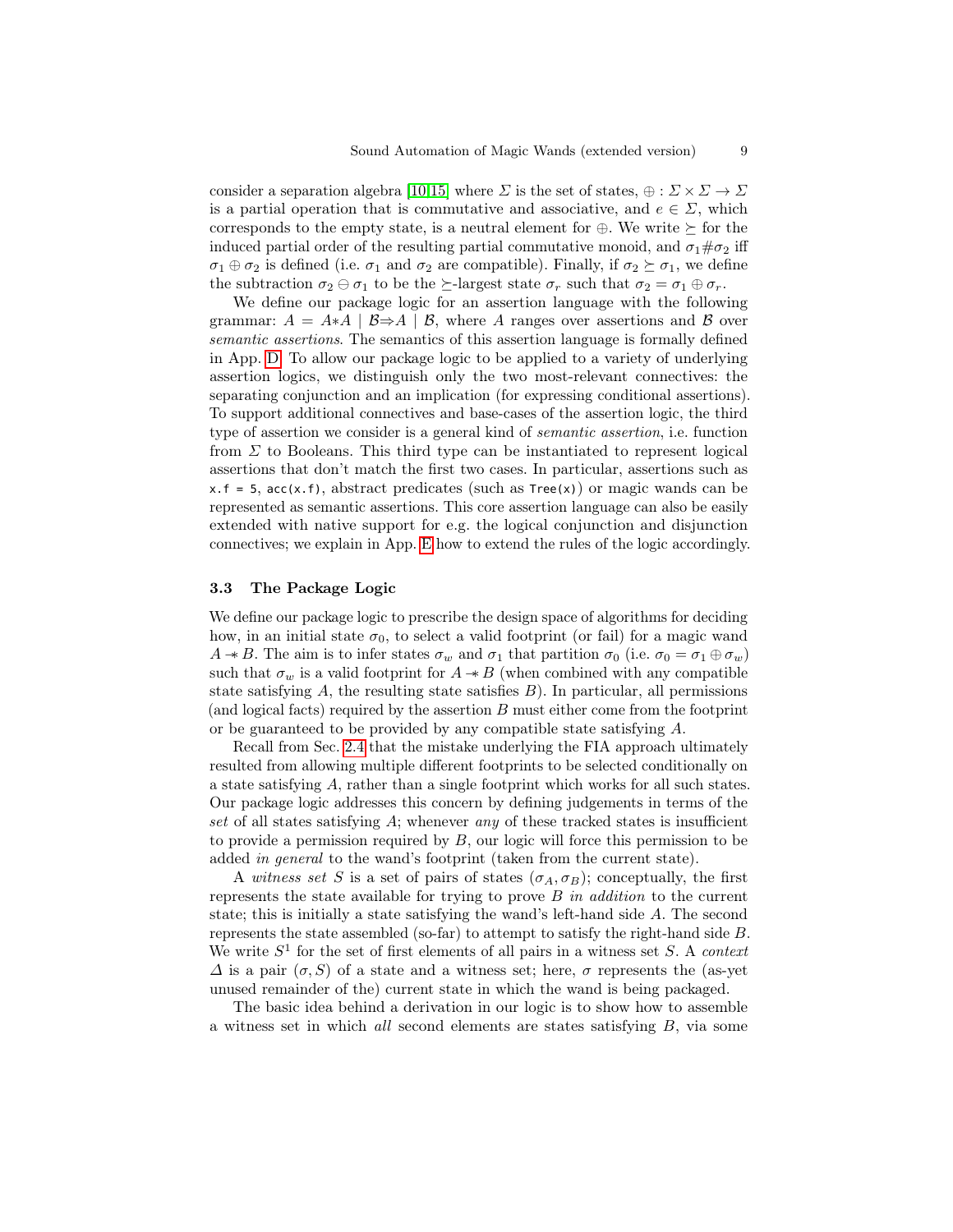consider a separation algebra [10,15] where $\Sigma$ is the set of states, $\oplus : \Sigma \times \Sigma \to \Sigma$ is a partial operation that is commutative and associative, and $e \in \Sigma$, which corresponds to the empty state, is a neutral element for $\oplus$. We write $\succeq$ for the induced partial order of the resulting partial commutative monoid, and $\sigma_1 \# \sigma_2$ iff $\sigma_1 \oplus \sigma_2$ is defined (i.e. $\sigma_1$ and $\sigma_2$ are compatible). Finally, if $\sigma_2 \succeq \sigma_1$, we define the subtraction $\sigma_2 \ominus \sigma_1$ to be the $\succeq$-largest state $\sigma_r$ such that $\sigma_2 = \sigma_1 \oplus \sigma_r$.

We define our package logic for an assertion language with the following grammar: $A = A{*}A \mid \mathcal{B}{\Rightarrow}A \mid \mathcal{B}$, where $A$ ranges over assertions and $\mathcal{B}$ over *semantic assertions*. The semantics of this assertion language is formally defined in App. D. To allow our package logic to be applied to a variety of underlying assertion logics, we distinguish only the two most-relevant connectives: the separating conjunction and an implication (for expressing conditional assertions). To support additional connectives and base-cases of the assertion logic, the third type of assertion we consider is a general kind of *semantic assertion*, i.e. function from $\Sigma$ to Booleans. This third type can be instantiated to represent logical assertions that don't match the first two cases. In particular, assertions such as `x.f = 5`, `acc(x.f)`, abstract predicates (such as `Tree(x)`) or magic wands can be represented as semantic assertions. This core assertion language can also be easily extended with native support for e.g. the logical conjunction and disjunction connectives; we explain in App. E how to extend the rules of the logic accordingly.

### 3.3 The Package Logic

We define our package logic to prescribe the design space of algorithms for deciding how, in an initial state $\sigma_0$, to select a valid footprint (or fail) for a magic wand $A \mathrel{-\!\!*} B$. The aim is to infer states $\sigma_w$ and $\sigma_1$ that partition $\sigma_0$ (i.e. $\sigma_0 = \sigma_1 \oplus \sigma_w$) such that $\sigma_w$ is a valid footprint for $A \mathrel{-\!\!*} B$ (when combined with any compatible state satisfying $A$, the resulting state satisfies $B$). In particular, all permissions (and logical facts) required by the assertion $B$ must either come from the footprint or be guaranteed to be provided by any compatible state satisfying $A$.

Recall from Sec. 2.4 that the mistake underlying the FIA approach ultimately resulted from allowing multiple different footprints to be selected conditionally on a state satisfying $A$, rather than a single footprint which works for all such states. Our package logic addresses this concern by defining judgements in terms of the *set* of all states satisfying $A$; whenever *any* of these tracked states is insufficient to provide a permission required by $B$, our logic will force this permission to be added *in general* to the wand's footprint (taken from the current state).

A *witness set* $S$ is a set of pairs of states $(\sigma_A, \sigma_B)$; conceptually, the first represents the state available for trying to prove $B$ *in addition* to the current state; this is initially a state satisfying the wand's left-hand side $A$. The second represents the state assembled (so-far) to attempt to satisfy the right-hand side $B$. We write $S^1$ for the set of first elements of all pairs in a witness set $S$. A *context* $\Delta$ is a pair $(\sigma, S)$ of a state and a witness set; here, $\sigma$ represents the (as-yet unused remainder of the) current state in which the wand is being packaged.

The basic idea behind a derivation in our logic is to show how to assemble a witness set in which *all* second elements are states satisfying $B$, via some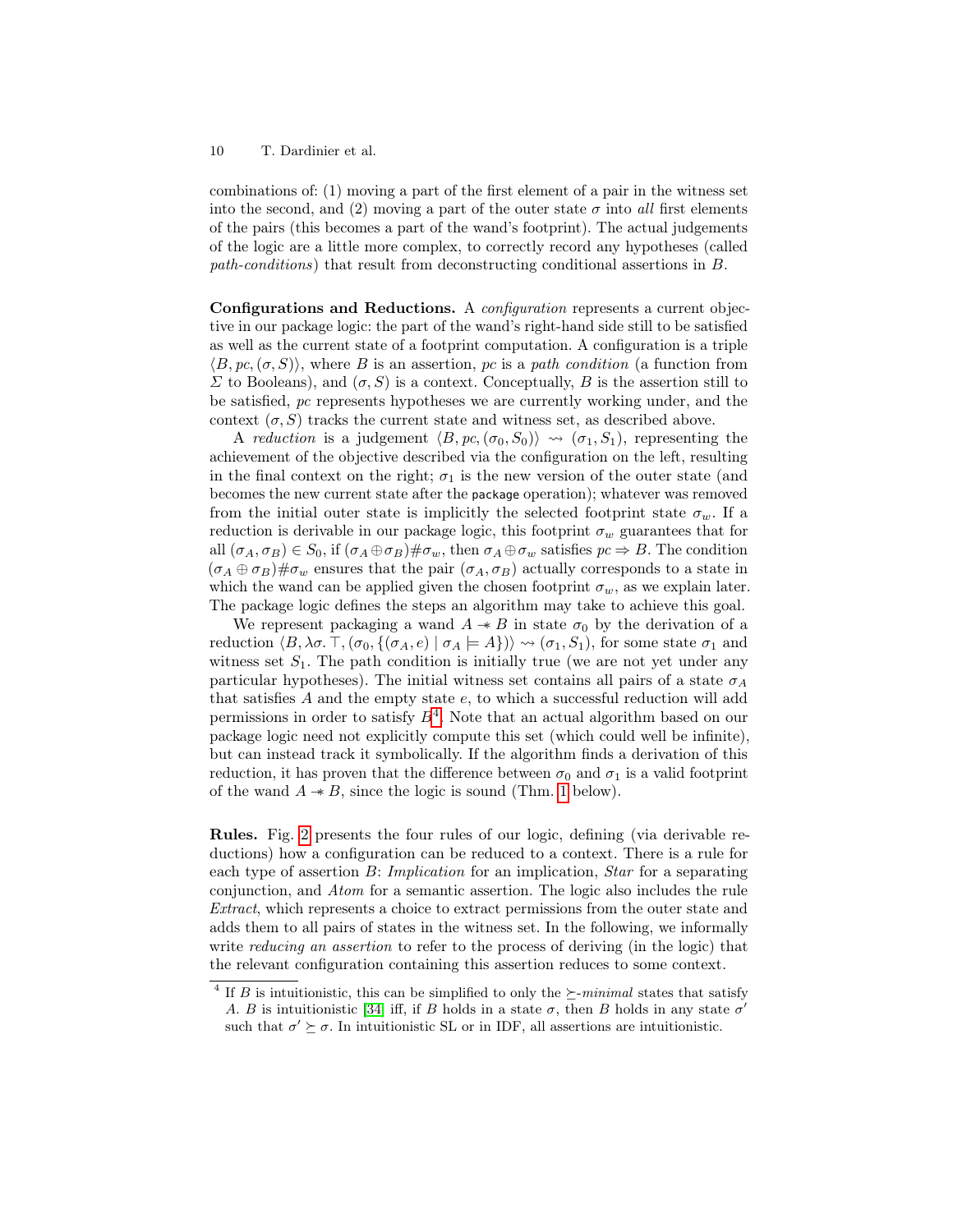combinations of: (1) moving a part of the first element of a pair in the witness set into the second, and (2) moving a part of the outer state $\sigma$ into *all* first elements of the pairs (this becomes a part of the wand's footprint). The actual judgements of the logic are a little more complex, to correctly record any hypotheses (called *path-conditions*) that result from deconstructing conditional assertions in $B$.

**Configurations and Reductions.** A *configuration* represents a current objective in our package logic: the part of the wand's right-hand side still to be satisfied as well as the current state of a footprint computation. A configuration is a triple $\langle B, pc, (\sigma, S)\rangle$, where $B$ is an assertion, $pc$ is a *path condition* (a function from $\Sigma$ to Booleans), and $(\sigma, S)$ is a context. Conceptually, $B$ is the assertion still to be satisfied, $pc$ represents hypotheses we are currently working under, and the context $(\sigma, S)$ tracks the current state and witness set, as described above.

A *reduction* is a judgement $\langle B, pc, (\sigma_0, S_0)\rangle \rightsquigarrow (\sigma_1, S_1)$, representing the achievement of the objective described via the configuration on the left, resulting in the final context on the right; $\sigma_1$ is the new version of the outer state (and becomes the new current state after the `package` operation); whatever was removed from the initial outer state is implicitly the selected footprint state $\sigma_w$. If a reduction is derivable in our package logic, this footprint $\sigma_w$ guarantees that for all $(\sigma_A, \sigma_B) \in S_0$, if $(\sigma_A \oplus \sigma_B) \# \sigma_w$, then $\sigma_A \oplus \sigma_w$ satisfies $pc \Rightarrow B$. The condition $(\sigma_A \oplus \sigma_B) \# \sigma_w$ ensures that the pair $(\sigma_A, \sigma_B)$ actually corresponds to a state in which the wand can be applied given the chosen footprint $\sigma_w$, as we explain later. The package logic defines the steps an algorithm may take to achieve this goal.

We represent packaging a wand $A \twoheadrightarrow B$ in state $\sigma_0$ by the derivation of a reduction $\langle B, \lambda\sigma. \top, (\sigma_0, \{(\sigma_A, e) \mid \sigma_A \models A\})\rangle \rightsquigarrow (\sigma_1, S_1)$, for some state $\sigma_1$ and witness set $S_1$. The path condition is initially true (we are not yet under any particular hypotheses). The initial witness set contains all pairs of a state $\sigma_A$ that satisfies $A$ and the empty state $e$, to which a successful reduction will add permissions in order to satisfy $B$[4]. Note that an actual algorithm based on our package logic need not explicitly compute this set (which could well be infinite), but can instead track it symbolically. If the algorithm finds a derivation of this reduction, it has proven that the difference between $\sigma_0$ and $\sigma_1$ is a valid footprint of the wand $A \twoheadrightarrow B$, since the logic is sound (Thm. 1 below).

**Rules.** Fig. 2 presents the four rules of our logic, defining (via derivable reductions) how a configuration can be reduced to a context. There is a rule for each type of assertion $B$: *Implication* for an implication, *Star* for a separating conjunction, and *Atom* for a semantic assertion. The logic also includes the rule *Extract*, which represents a choice to extract permissions from the outer state and adds them to all pairs of states in the witness set. In the following, we informally write *reducing an assertion* to refer to the process of deriving (in the logic) that the relevant configuration containing this assertion reduces to some context.

[4] If $B$ is intuitionistic, this can be simplified to only the $\succeq$-*minimal* states that satisfy $A$. $B$ is intuitionistic [34] iff, if $B$ holds in a state $\sigma$, then $B$ holds in any state $\sigma'$ such that $\sigma' \succeq \sigma$. In intuitionistic SL or in IDF, all assertions are intuitionistic.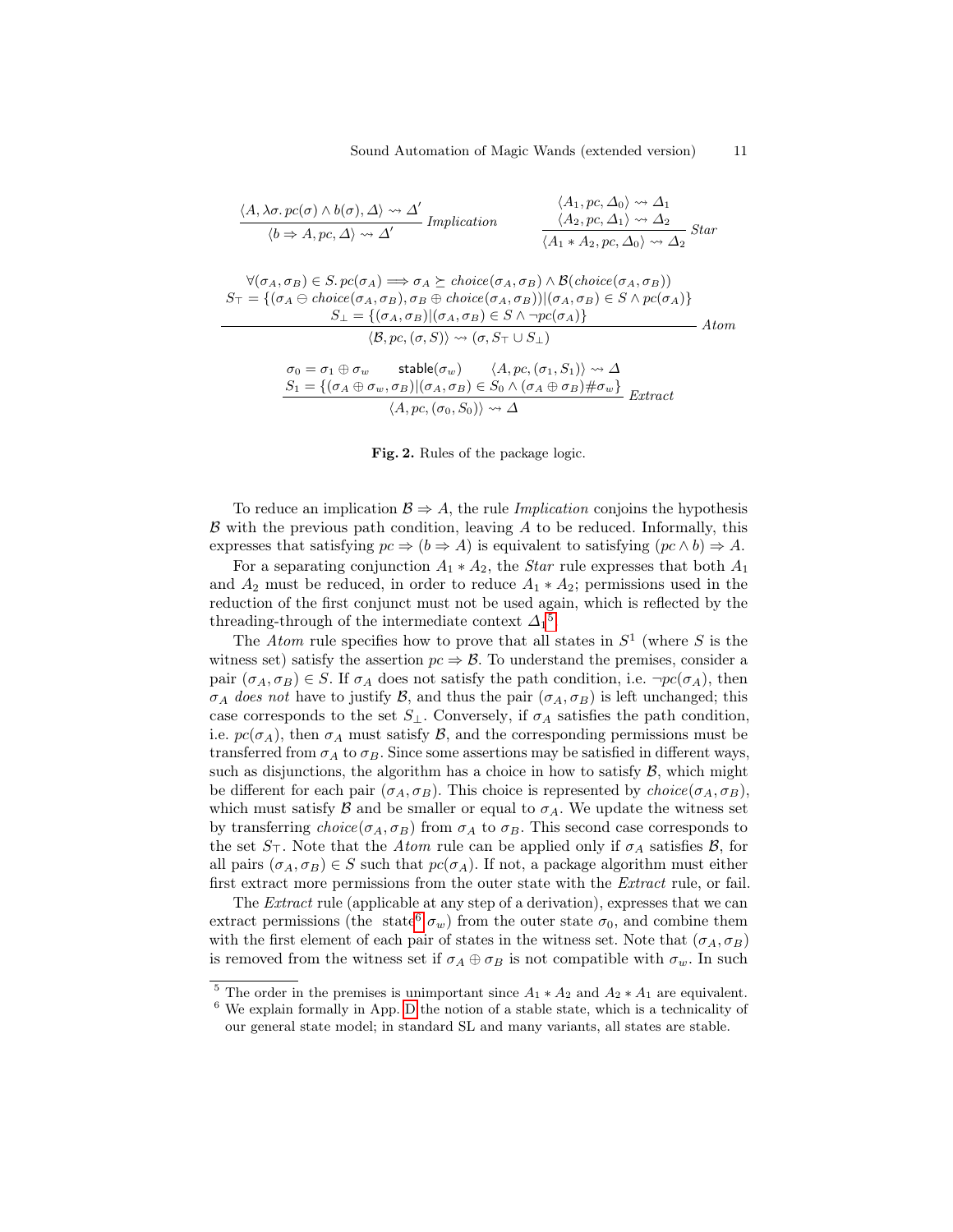$$\frac{\langle A, \lambda\sigma.\, pc(\sigma) \wedge b(\sigma), \Delta\rangle \rightsquigarrow \Delta'}{\langle b \Rightarrow A, pc, \Delta\rangle \rightsquigarrow \Delta'}\ \textit{Implication} \qquad \frac{\begin{array}{c}\langle A_1, pc, \Delta_0\rangle \rightsquigarrow \Delta_1 \\ \langle A_2, pc, \Delta_1\rangle \rightsquigarrow \Delta_2\end{array}}{\langle A_1 * A_2, pc, \Delta_0\rangle \rightsquigarrow \Delta_2}\ \textit{Star}$$

$$\frac{\begin{array}{c}\forall (\sigma_A, \sigma_B) \in S.\, pc(\sigma_A) \Longrightarrow \sigma_A \succeq \textit{choice}(\sigma_A, \sigma_B) \wedge \mathcal{B}(\textit{choice}(\sigma_A, \sigma_B)) \\ S_\top = \{(\sigma_A \ominus \textit{choice}(\sigma_A, \sigma_B), \sigma_B \oplus \textit{choice}(\sigma_A, \sigma_B)) | (\sigma_A, \sigma_B) \in S \wedge pc(\sigma_A)\} \\ S_\bot = \{(\sigma_A, \sigma_B) | (\sigma_A, \sigma_B) \in S \wedge \neg pc(\sigma_A)\}\end{array}}{\langle \mathcal{B}, pc, (\sigma, S)\rangle \rightsquigarrow (\sigma, S_\top \cup S_\bot)}\ \textit{Atom}$$

$$\frac{\begin{array}{c}\sigma_0 = \sigma_1 \oplus \sigma_w \qquad \mathsf{stable}(\sigma_w) \qquad \langle A, pc, (\sigma_1, S_1)\rangle \rightsquigarrow \Delta \\ S_1 = \{(\sigma_A \oplus \sigma_w, \sigma_B) | (\sigma_A, \sigma_B) \in S_0 \wedge (\sigma_A \oplus \sigma_B) \# \sigma_w\}\end{array}}{\langle A, pc, (\sigma_0, S_0)\rangle \rightsquigarrow \Delta}\ \textit{Extract}$$

**Fig. 2.** Rules of the package logic.

To reduce an implication $\mathcal{B} \Rightarrow A$, the rule *Implication* conjoins the hypothesis $\mathcal{B}$ with the previous path condition, leaving $A$ to be reduced. Informally, this expresses that satisfying $pc \Rightarrow (b \Rightarrow A)$ is equivalent to satisfying $(pc \wedge b) \Rightarrow A$.

For a separating conjunction $A_1 * A_2$, the *Star* rule expresses that both $A_1$ and $A_2$ must be reduced, in order to reduce $A_1 * A_2$; permissions used in the reduction of the first conjunct must not be used again, which is reflected by the threading-through of the intermediate context $\Delta_1$[5].

The *Atom* rule specifies how to prove that all states in $S^1$ (where $S$ is the witness set) satisfy the assertion $pc \Rightarrow \mathcal{B}$. To understand the premises, consider a pair $(\sigma_A, \sigma_B) \in S$. If $\sigma_A$ does not satisfy the path condition, i.e. $\neg pc(\sigma_A)$, then $\sigma_A$ *does not* have to justify $\mathcal{B}$, and thus the pair $(\sigma_A, \sigma_B)$ is left unchanged; this case corresponds to the set $S_\bot$. Conversely, if $\sigma_A$ satisfies the path condition, i.e. $pc(\sigma_A)$, then $\sigma_A$ must satisfy $\mathcal{B}$, and the corresponding permissions must be transferred from $\sigma_A$ to $\sigma_B$. Since some assertions may be satisfied in different ways, such as disjunctions, the algorithm has a choice in how to satisfy $\mathcal{B}$, which might be different for each pair $(\sigma_A, \sigma_B)$. This choice is represented by $\textit{choice}(\sigma_A, \sigma_B)$, which must satisfy $\mathcal{B}$ and be smaller or equal to $\sigma_A$. We update the witness set by transferring $\textit{choice}(\sigma_A, \sigma_B)$ from $\sigma_A$ to $\sigma_B$. This second case corresponds to the set $S_\top$. Note that the *Atom* rule can be applied only if $\sigma_A$ satisfies $\mathcal{B}$, for all pairs $(\sigma_A, \sigma_B) \in S$ such that $pc(\sigma_A)$. If not, a package algorithm must either first extract more permissions from the outer state with the *Extract* rule, or fail.

The *Extract* rule (applicable at any step of a derivation), expresses that we can extract permissions (the state[6] $\sigma_w$) from the outer state $\sigma_0$, and combine them with the first element of each pair of states in the witness set. Note that $(\sigma_A, \sigma_B)$ is removed from the witness set if $\sigma_A \oplus \sigma_B$ is not compatible with $\sigma_w$. In such

[5] The order in the premises is unimportant since $A_1 * A_2$ and $A_2 * A_1$ are equivalent.

[6] We explain formally in App. D the notion of a stable state, which is a technicality of our general state model; in standard SL and many variants, all states are stable.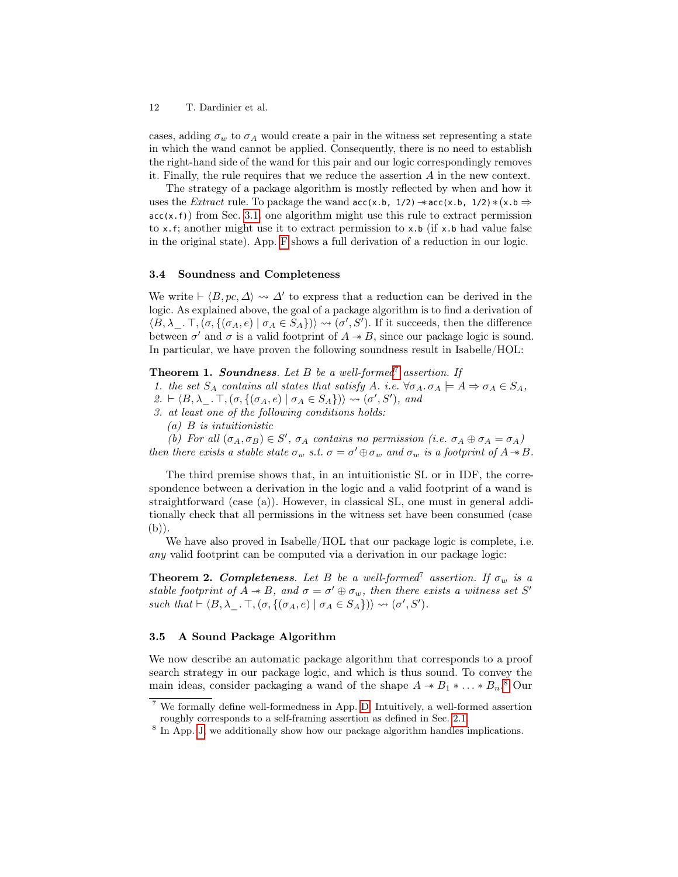cases, adding $\sigma_w$ to $\sigma_A$ would create a pair in the witness set representing a state in which the wand cannot be applied. Consequently, there is no need to establish the right-hand side of the wand for this pair and our logic correspondingly removes it. Finally, the rule requires that we reduce the assertion $A$ in the new context.

The strategy of a package algorithm is mostly reflected by when and how it uses the *Extract* rule. To package the wand `acc(x.b, 1/2)` $-\!\!*$ `acc(x.b, 1/2)` $*$ (`x.b` $\Rightarrow$ `acc(x.f)`) from Sec. 3.1, one algorithm might use this rule to extract permission to `x.f`; another might use it to extract permission to `x.b` (if `x.b` had value false in the original state). App. F shows a full derivation of a reduction in our logic.

### 3.4 Soundness and Completeness

We write $\vdash \langle B, pc, \Delta\rangle \rightsquigarrow \Delta'$ to express that a reduction can be derived in the logic. As explained above, the goal of a package algorithm is to find a derivation of $\langle B, \lambda\_.\top, (\sigma, \{(\sigma_A, e) \mid \sigma_A \in S_A\})\rangle \rightsquigarrow (\sigma', S')$. If it succeeds, then the difference between $\sigma'$ and $\sigma$ is a valid footprint of $A -\!\!* B$, since our package logic is sound. In particular, we have proven the following soundness result in Isabelle/HOL:

**Theorem 1.** ***Soundness****. Let $B$ be a well-formed[7] assertion. If*

1. *the set $S_A$ contains all states that satisfy $A$. i.e. $\forall \sigma_A.\, \sigma_A \models A \Rightarrow \sigma_A \in S_A$,*
2. *$\vdash \langle B, \lambda\_.\top, (\sigma, \{(\sigma_A, e) \mid \sigma_A \in S_A\})\rangle \rightsquigarrow (\sigma', S')$, and*
3. *at least one of the following conditions holds:*
   *(a) $B$ is intuitionistic*
   *(b) For all $(\sigma_A, \sigma_B) \in S'$, $\sigma_A$ contains no permission (i.e. $\sigma_A \oplus \sigma_A = \sigma_A$)*

*then there exists a stable state $\sigma_w$ s.t. $\sigma = \sigma' \oplus \sigma_w$ and $\sigma_w$ is a footprint of $A -\!\!* B$.*

The third premise shows that, in an intuitionistic SL or in IDF, the correspondence between a derivation in the logic and a valid footprint of a wand is straightforward (case (a)). However, in classical SL, one must in general additionally check that all permissions in the witness set have been consumed (case (b)).

We have also proved in Isabelle/HOL that our package logic is complete, i.e. *any* valid footprint can be computed via a derivation in our package logic:

**Theorem 2.** ***Completeness****. Let $B$ be a well-formed[7] assertion. If $\sigma_w$ is a stable footprint of $A -\!\!* B$, and $\sigma = \sigma' \oplus \sigma_w$, then there exists a witness set $S'$ such that $\vdash \langle B, \lambda\_.\top, (\sigma, \{(\sigma_A, e) \mid \sigma_A \in S_A\})\rangle \rightsquigarrow (\sigma', S')$.*

### 3.5 A Sound Package Algorithm

We now describe an automatic package algorithm that corresponds to a proof search strategy in our package logic, and which is thus sound. To convey the main ideas, consider packaging a wand of the shape $A -\!\!* B_1 * \ldots * B_n$.[8] Our

[7] We formally define well-formedness in App. D. Intuitively, a well-formed assertion roughly corresponds to a self-framing assertion as defined in Sec. 2.1.

[8] In App. J, we additionally show how our package algorithm handles implications.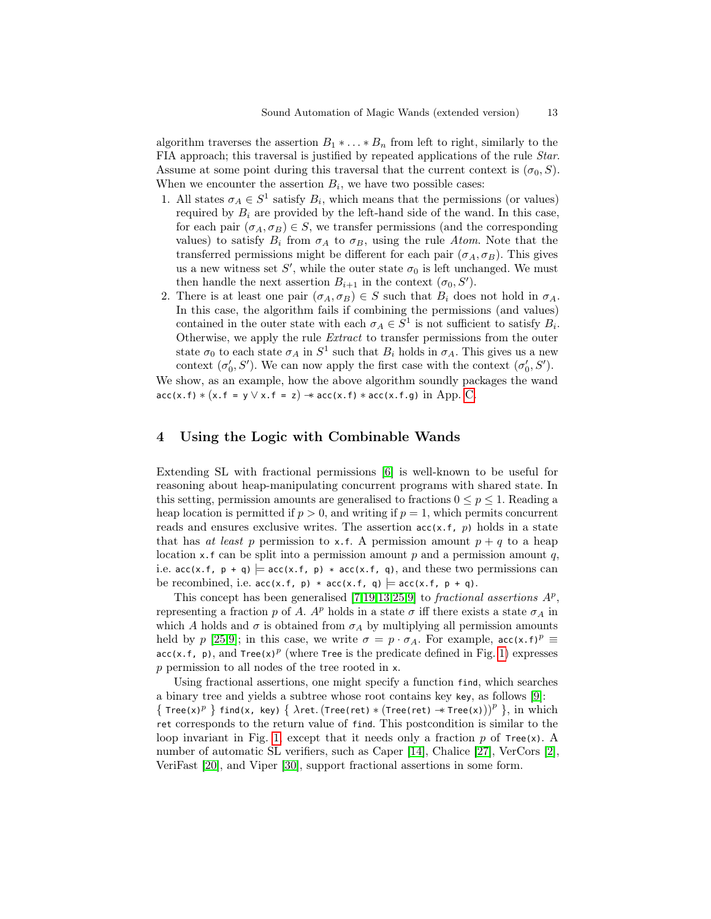algorithm traverses the assertion $B_1 * \ldots * B_n$ from left to right, similarly to the FIA approach; this traversal is justified by repeated applications of the rule *Star*. Assume at some point during this traversal that the current context is $(\sigma_0, S)$. When we encounter the assertion $B_i$, we have two possible cases:

1. All states $\sigma_A \in S^1$ satisfy $B_i$, which means that the permissions (or values) required by $B_i$ are provided by the left-hand side of the wand. In this case, for each pair $(\sigma_A, \sigma_B) \in S$, we transfer permissions (and the corresponding values) to satisfy $B_i$ from $\sigma_A$ to $\sigma_B$, using the rule *Atom*. Note that the transferred permissions might be different for each pair $(\sigma_A, \sigma_B)$. This gives us a new witness set $S'$, while the outer state $\sigma_0$ is left unchanged. We must then handle the next assertion $B_{i+1}$ in the context $(\sigma_0, S')$.
2. There is at least one pair $(\sigma_A, \sigma_B) \in S$ such that $B_i$ does not hold in $\sigma_A$. In this case, the algorithm fails if combining the permissions (and values) contained in the outer state with each $\sigma_A \in S^1$ is not sufficient to satisfy $B_i$. Otherwise, we apply the rule *Extract* to transfer permissions from the outer state $\sigma_0$ to each state $\sigma_A$ in $S^1$ such that $B_i$ holds in $\sigma_A$. This gives us a new context $(\sigma_0', S')$. We can now apply the first case with the context $(\sigma_0', S')$.

We show, as an example, how the above algorithm soundly packages the wand `acc(x.f)` $*$ (`x.f = y` $\lor$ `x.f = z`) $-\!\!*$ `acc(x.f)` $*$ `acc(x.f.g)` in App. C.

## 4 Using the Logic with Combinable Wands

Extending SL with fractional permissions [6] is well-known to be useful for reasoning about heap-manipulating concurrent programs with shared state. In this setting, permission amounts are generalised to fractions $0 \leq p \leq 1$. Reading a heap location is permitted if $p > 0$, and writing if $p = 1$, which permits concurrent reads and ensures exclusive writes. The assertion `acc(x.f, p)` holds in a state that has *at least* $p$ permission to `x.f`. A permission amount $p + q$ to a heap location `x.f` can be split into a permission amount $p$ and a permission amount $q$, i.e. `acc(x.f, p + q)` $\models$ `acc(x.f, p) * acc(x.f, q)`, and these two permissions can be recombined, i.e. `acc(x.f, p) * acc(x.f, q)` $\models$ `acc(x.f, p + q)`.

This concept has been generalised [7,19,13,25,9] to *fractional assertions* $A^p$, representing a fraction $p$ of $A$. $A^p$ holds in a state $\sigma$ iff there exists a state $\sigma_A$ in which $A$ holds and $\sigma$ is obtained from $\sigma_A$ by multiplying all permission amounts held by $p$ [25,9]; in this case, we write $\sigma = p \cdot \sigma_A$. For example, `acc(x.f)`$^p \equiv$ `acc(x.f, p)`, and `Tree(x)`$^p$ (where `Tree` is the predicate defined in Fig. 1) expresses $p$ permission to all nodes of the tree rooted in `x`.

Using fractional assertions, one might specify a function `find`, which searches a binary tree and yields a subtree whose root contains key `key`, as follows [9]: $\{$ `Tree(x)`$^p$ $\}$ `find(x, key)` $\{$ $\lambda$`ret.` (`Tree(ret)` $*$ (`Tree(ret)` $-\!\!*$ `Tree(x)`))$^p$ $\}$, in which `ret` corresponds to the return value of `find`. This postcondition is similar to the loop invariant in Fig. 1 except that it needs only a fraction $p$ of `Tree(x)`. A number of automatic SL verifiers, such as Caper [14], Chalice [27], VerCors [2], VeriFast [20], and Viper [30], support fractional assertions in some form.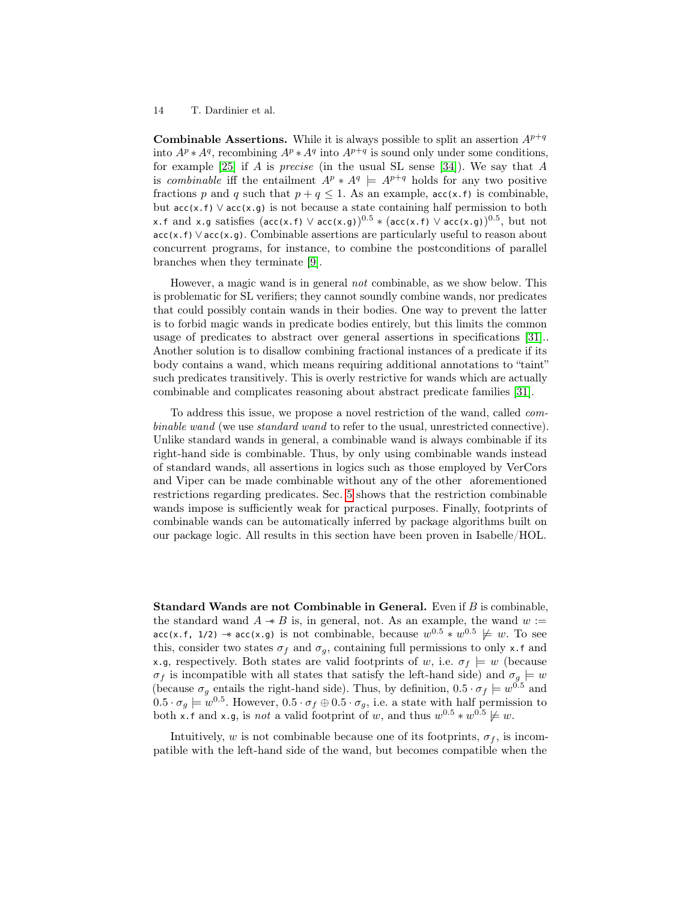**Combinable Assertions.** While it is always possible to split an assertion $A^{p+q}$ into $A^p * A^q$, recombining $A^p * A^q$ into $A^{p+q}$ is sound only under some conditions, for example [25] if $A$ is *precise* (in the usual SL sense [34]). We say that $A$ is *combinable* iff the entailment $A^p * A^q \models A^{p+q}$ holds for any two positive fractions $p$ and $q$ such that $p + q \leq 1$. As an example, `acc(x.f)` is combinable, but `acc(x.f)` $\vee$ `acc(x.g)` is not because a state containing half permission to both `x.f` and `x.g` satisfies $(\texttt{acc(x.f)} \vee \texttt{acc(x.g)})^{0.5} * (\texttt{acc(x.f)} \vee \texttt{acc(x.g)})^{0.5}$, but not `acc(x.f)` $\vee$ `acc(x.g)`. Combinable assertions are particularly useful to reason about concurrent programs, for instance, to combine the postconditions of parallel branches when they terminate [9].

However, a magic wand is in general *not* combinable, as we show below. This is problematic for SL verifiers; they cannot soundly combine wands, nor predicates that could possibly contain wands in their bodies. One way to prevent the latter is to forbid magic wands in predicate bodies entirely, but this limits the common usage of predicates to abstract over general assertions in specifications [31].. Another solution is to disallow combining fractional instances of a predicate if its body contains a wand, which means requiring additional annotations to "taint" such predicates transitively. This is overly restrictive for wands which are actually combinable and complicates reasoning about abstract predicate families [31].

To address this issue, we propose a novel restriction of the wand, called *combinable wand* (we use *standard wand* to refer to the usual, unrestricted connective). Unlike standard wands in general, a combinable wand is always combinable if its right-hand side is combinable. Thus, by only using combinable wands instead of standard wands, all assertions in logics such as those employed by VerCors and Viper can be made combinable without any of the other aforementioned restrictions regarding predicates. Sec. 5 shows that the restriction combinable wands impose is sufficiently weak for practical purposes. Finally, footprints of combinable wands can be automatically inferred by package algorithms built on our package logic. All results in this section have been proven in Isabelle/HOL.

**Standard Wands are not Combinable in General.** Even if $B$ is combinable, the standard wand $A \mathrel{-\!\!*} B$ is, in general, not. As an example, the wand $w :=$ `acc(x.f, 1/2)` $\mathrel{-\!\!*}$ `acc(x.g)` is not combinable, because $w^{0.5} * w^{0.5} \not\models w$. To see this, consider two states $\sigma_f$ and $\sigma_g$, containing full permissions to only `x.f` and `x.g`, respectively. Both states are valid footprints of $w$, i.e. $\sigma_f \models w$ (because $\sigma_f$ is incompatible with all states that satisfy the left-hand side) and $\sigma_g \models w$ (because $\sigma_g$ entails the right-hand side). Thus, by definition, $0.5 \cdot \sigma_f \models w^{0.5}$ and $0.5 \cdot \sigma_g \models w^{0.5}$. However, $0.5 \cdot \sigma_f \oplus 0.5 \cdot \sigma_g$, i.e. a state with half permission to both `x.f` and `x.g`, is *not* a valid footprint of $w$, and thus $w^{0.5} * w^{0.5} \not\models w$.

Intuitively, $w$ is not combinable because one of its footprints, $\sigma_f$, is incompatible with the left-hand side of the wand, but becomes compatible when the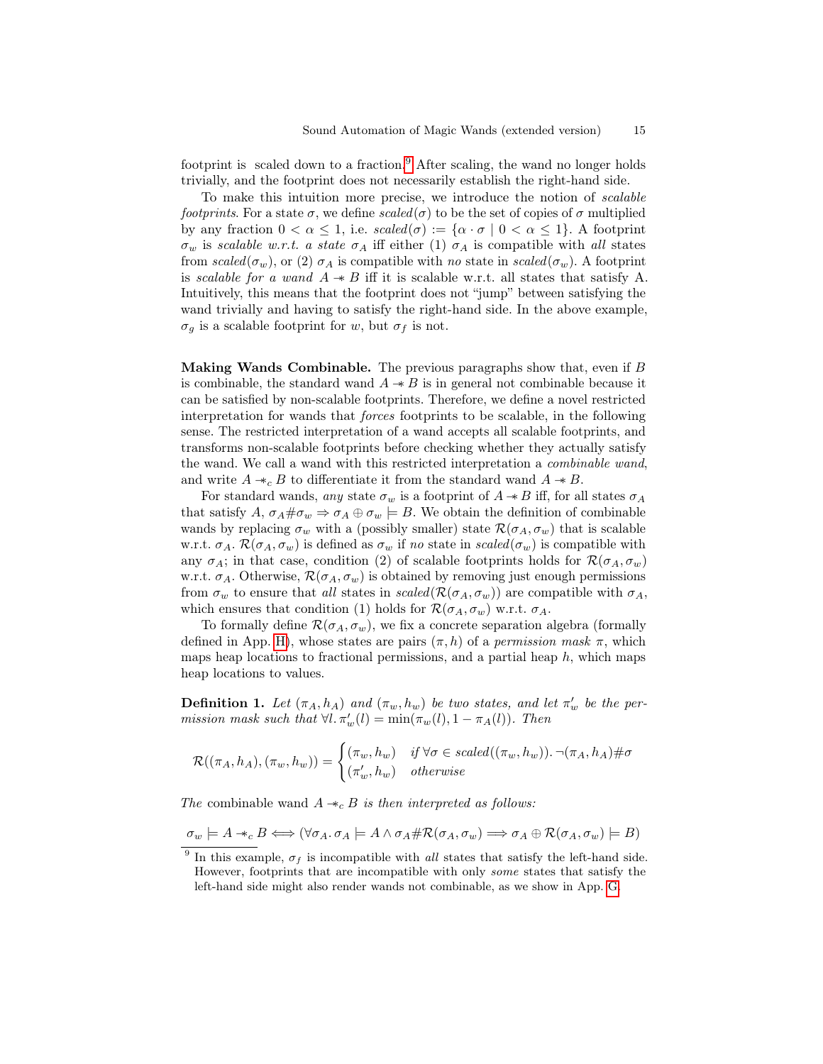footprint is scaled down to a fraction.[9] After scaling, the wand no longer holds trivially, and the footprint does not necessarily establish the right-hand side.

To make this intuition more precise, we introduce the notion of *scalable footprints*. For a state $\sigma$, we define $\mathit{scaled}(\sigma)$ to be the set of copies of $\sigma$ multiplied by any fraction $0 < \alpha \leq 1$, i.e. $\mathit{scaled}(\sigma) := \{\alpha \cdot \sigma \mid 0 < \alpha \leq 1\}$. A footprint $\sigma_w$ is *scalable w.r.t. a state* $\sigma_A$ iff either (1) $\sigma_A$ is compatible with *all* states from $\mathit{scaled}(\sigma_w)$, or (2) $\sigma_A$ is compatible with *no* state in $\mathit{scaled}(\sigma_w)$. A footprint is *scalable for a wand* $A \mathrel{-\!\!*} B$ iff it is scalable w.r.t. all states that satisfy A. Intuitively, this means that the footprint does not "jump" between satisfying the wand trivially and having to satisfy the right-hand side. In the above example, $\sigma_g$ is a scalable footprint for $w$, but $\sigma_f$ is not.

**Making Wands Combinable.** The previous paragraphs show that, even if $B$ is combinable, the standard wand $A \mathrel{-\!\!*} B$ is in general not combinable because it can be satisfied by non-scalable footprints. Therefore, we define a novel restricted interpretation for wands that *forces* footprints to be scalable, in the following sense. The restricted interpretation of a wand accepts all scalable footprints, and transforms non-scalable footprints before checking whether they actually satisfy the wand. We call a wand with this restricted interpretation a *combinable wand*, and write $A \mathrel{-\!\!*}_c B$ to differentiate it from the standard wand $A \mathrel{-\!\!*} B$.

For standard wands, *any* state $\sigma_w$ is a footprint of $A \mathrel{-\!\!*} B$ iff, for all states $\sigma_A$ that satisfy $A$, $\sigma_A \# \sigma_w \Rightarrow \sigma_A \oplus \sigma_w \models B$. We obtain the definition of combinable wands by replacing $\sigma_w$ with a (possibly smaller) state $\mathcal{R}(\sigma_A, \sigma_w)$ that is scalable w.r.t. $\sigma_A$. $\mathcal{R}(\sigma_A, \sigma_w)$ is defined as $\sigma_w$ if *no* state in $\mathit{scaled}(\sigma_w)$ is compatible with any $\sigma_A$; in that case, condition (2) of scalable footprints holds for $\mathcal{R}(\sigma_A, \sigma_w)$ w.r.t. $\sigma_A$. Otherwise, $\mathcal{R}(\sigma_A, \sigma_w)$ is obtained by removing just enough permissions from $\sigma_w$ to ensure that *all* states in $\mathit{scaled}(\mathcal{R}(\sigma_A, \sigma_w))$ are compatible with $\sigma_A$, which ensures that condition (1) holds for $\mathcal{R}(\sigma_A, \sigma_w)$ w.r.t. $\sigma_A$.

To formally define $\mathcal{R}(\sigma_A, \sigma_w)$, we fix a concrete separation algebra (formally defined in App. H), whose states are pairs $(\pi, h)$ of a *permission mask* $\pi$, which maps heap locations to fractional permissions, and a partial heap $h$, which maps heap locations to values.

**Definition 1.** *Let* $(\pi_A, h_A)$ *and* $(\pi_w, h_w)$ *be two states, and let* $\pi'_w$ *be the permission mask such that* $\forall l.\, \pi'_w(l) = \min(\pi_w(l), 1 - \pi_A(l))$. *Then*

$$\mathcal{R}((\pi_A, h_A), (\pi_w, h_w)) = \begin{cases} (\pi_w, h_w) & \text{if } \forall \sigma \in \mathit{scaled}((\pi_w, h_w)).\, \neg(\pi_A, h_A) \# \sigma \\ (\pi'_w, h_w) & \text{otherwise} \end{cases}$$

*The* combinable wand $A \mathrel{-\!\!*}_c B$ *is then interpreted as follows:*

$$\sigma_w \models A \mathrel{-\!\!*}_c B \iff (\forall \sigma_A.\, \sigma_A \models A \wedge \sigma_A \# \mathcal{R}(\sigma_A, \sigma_w) \Longrightarrow \sigma_A \oplus \mathcal{R}(\sigma_A, \sigma_w) \models B)$$

[9] In this example, $\sigma_f$ is incompatible with *all* states that satisfy the left-hand side. However, footprints that are incompatible with only *some* states that satisfy the left-hand side might also render wands not combinable, as we show in App. G.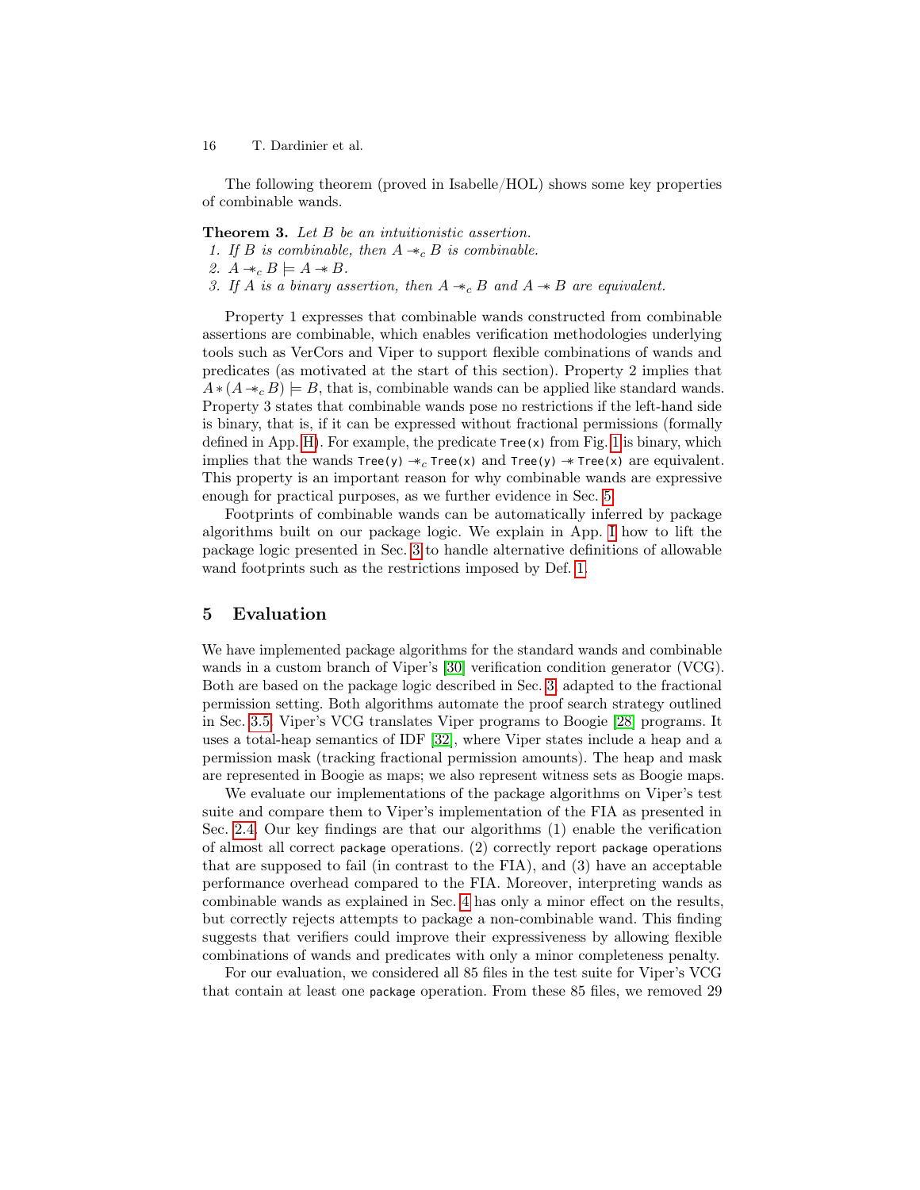The following theorem (proved in Isabelle/HOL) shows some key properties of combinable wands.

**Theorem 3.** *Let $B$ be an intuitionistic assertion.*

1. *If $B$ is combinable, then $A \mathrel{-\!\!*_c} B$ is combinable.*
2. *$A \mathrel{-\!\!*_c} B \models A \mathrel{-\!\!*} B$.*
3. *If $A$ is a binary assertion, then $A \mathrel{-\!\!*_c} B$ and $A \mathrel{-\!\!*} B$ are equivalent.*

Property 1 expresses that combinable wands constructed from combinable assertions are combinable, which enables verification methodologies underlying tools such as VerCors and Viper to support flexible combinations of wands and predicates (as motivated at the start of this section). Property 2 implies that $A * (A \mathrel{-\!\!*_c} B) \models B$, that is, combinable wands can be applied like standard wands. Property 3 states that combinable wands pose no restrictions if the left-hand side is binary, that is, if it can be expressed without fractional permissions (formally defined in App. H). For example, the predicate `Tree(x)` from Fig. 1 is binary, which implies that the wands `Tree(y)` $\mathrel{-\!\!*_c}$ `Tree(x)` and `Tree(y)` $\mathrel{-\!\!*}$ `Tree(x)` are equivalent. This property is an important reason for why combinable wands are expressive enough for practical purposes, as we further evidence in Sec. 5.

Footprints of combinable wands can be automatically inferred by package algorithms built on our package logic. We explain in App. I how to lift the package logic presented in Sec. 3 to handle alternative definitions of allowable wand footprints such as the restrictions imposed by Def. 1.

## 5 Evaluation

We have implemented package algorithms for the standard wands and combinable wands in a custom branch of Viper's [30] verification condition generator (VCG). Both are based on the package logic described in Sec. 3, adapted to the fractional permission setting. Both algorithms automate the proof search strategy outlined in Sec. 3.5. Viper's VCG translates Viper programs to Boogie [28] programs. It uses a total-heap semantics of IDF [32], where Viper states include a heap and a permission mask (tracking fractional permission amounts). The heap and mask are represented in Boogie as maps; we also represent witness sets as Boogie maps.

We evaluate our implementations of the package algorithms on Viper's test suite and compare them to Viper's implementation of the FIA as presented in Sec. 2.4. Our key findings are that our algorithms (1) enable the verification of almost all correct `package` operations. (2) correctly report `package` operations that are supposed to fail (in contrast to the FIA), and (3) have an acceptable performance overhead compared to the FIA. Moreover, interpreting wands as combinable wands as explained in Sec. 4 has only a minor effect on the results, but correctly rejects attempts to package a non-combinable wand. This finding suggests that verifiers could improve their expressiveness by allowing flexible combinations of wands and predicates with only a minor completeness penalty.

For our evaluation, we considered all 85 files in the test suite for Viper's VCG that contain at least one `package` operation. From these 85 files, we removed 29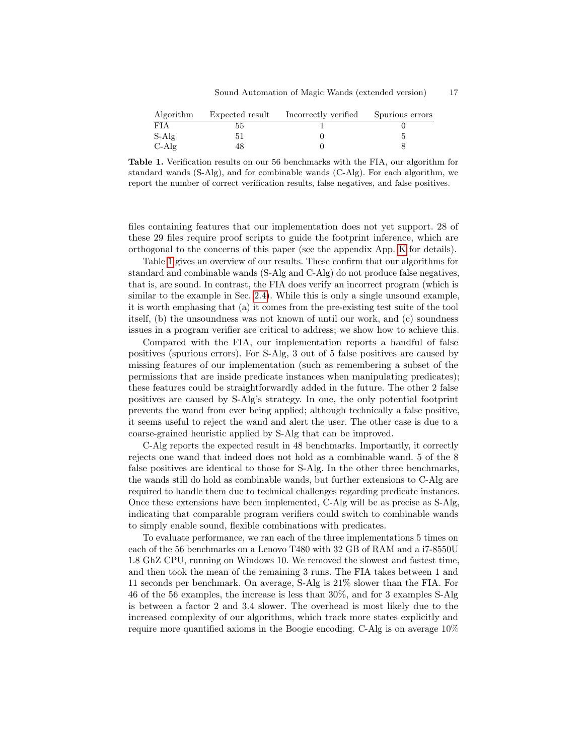| Algorithm | Expected result | Incorrectly verified | Spurious errors |
|---|---|---|---|
| FIA | 55 | 1 | 0 |
| S-Alg | 51 | 0 | 5 |
| C-Alg | 48 | 0 | 8 |

**Table 1.** Verification results on our 56 benchmarks with the FIA, our algorithm for standard wands (S-Alg), and for combinable wands (C-Alg). For each algorithm, we report the number of correct verification results, false negatives, and false positives.

files containing features that our implementation does not yet support. 28 of these 29 files require proof scripts to guide the footprint inference, which are orthogonal to the concerns of this paper (see the appendix App. K for details).

Table 1 gives an overview of our results. These confirm that our algorithms for standard and combinable wands (S-Alg and C-Alg) do not produce false negatives, that is, are sound. In contrast, the FIA does verify an incorrect program (which is similar to the example in Sec. 2.4). While this is only a single unsound example, it is worth emphasing that (a) it comes from the pre-existing test suite of the tool itself, (b) the unsoundness was not known of until our work, and (c) soundness issues in a program verifier are critical to address; we show how to achieve this.

Compared with the FIA, our implementation reports a handful of false positives (spurious errors). For S-Alg, 3 out of 5 false positives are caused by missing features of our implementation (such as remembering a subset of the permissions that are inside predicate instances when manipulating predicates); these features could be straightforwardly added in the future. The other 2 false positives are caused by S-Alg's strategy. In one, the only potential footprint prevents the wand from ever being applied; although technically a false positive, it seems useful to reject the wand and alert the user. The other case is due to a coarse-grained heuristic applied by S-Alg that can be improved.

C-Alg reports the expected result in 48 benchmarks. Importantly, it correctly rejects one wand that indeed does not hold as a combinable wand. 5 of the 8 false positives are identical to those for S-Alg. In the other three benchmarks, the wands still do hold as combinable wands, but further extensions to C-Alg are required to handle them due to technical challenges regarding predicate instances. Once these extensions have been implemented, C-Alg will be as precise as S-Alg, indicating that comparable program verifiers could switch to combinable wands to simply enable sound, flexible combinations with predicates.

To evaluate performance, we ran each of the three implementations 5 times on each of the 56 benchmarks on a Lenovo T480 with 32 GB of RAM and a i7-8550U 1.8 GhZ CPU, running on Windows 10. We removed the slowest and fastest time, and then took the mean of the remaining 3 runs. The FIA takes between 1 and 11 seconds per benchmark. On average, S-Alg is 21% slower than the FIA. For 46 of the 56 examples, the increase is less than 30%, and for 3 examples S-Alg is between a factor 2 and 3.4 slower. The overhead is most likely due to the increased complexity of our algorithms, which track more states explicitly and require more quantified axioms in the Boogie encoding. C-Alg is on average 10%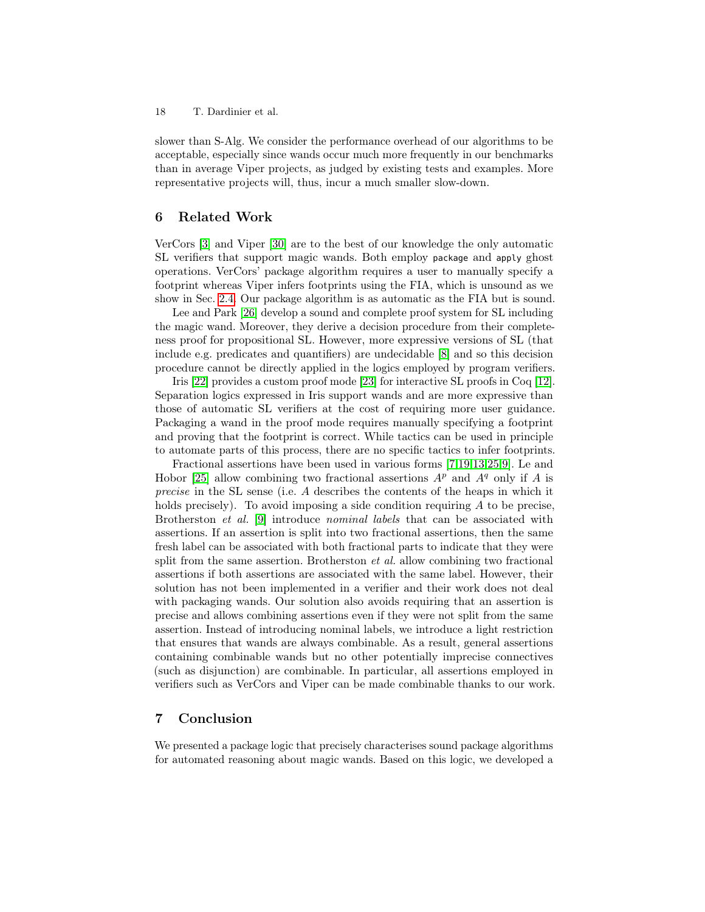slower than S-Alg. We consider the performance overhead of our algorithms to be acceptable, especially since wands occur much more frequently in our benchmarks than in average Viper projects, as judged by existing tests and examples. More representative projects will, thus, incur a much smaller slow-down.

## 6 Related Work

VerCors [3] and Viper [30] are to the best of our knowledge the only automatic SL verifiers that support magic wands. Both employ `package` and `apply` ghost operations. VerCors' package algorithm requires a user to manually specify a footprint whereas Viper infers footprints using the FIA, which is unsound as we show in Sec. 2.4. Our package algorithm is as automatic as the FIA but is sound.

Lee and Park [26] develop a sound and complete proof system for SL including the magic wand. Moreover, they derive a decision procedure from their completeness proof for propositional SL. However, more expressive versions of SL (that include e.g. predicates and quantifiers) are undecidable [8] and so this decision procedure cannot be directly applied in the logics employed by program verifiers.

Iris [22] provides a custom proof mode [23] for interactive SL proofs in Coq [12]. Separation logics expressed in Iris support wands and are more expressive than those of automatic SL verifiers at the cost of requiring more user guidance. Packaging a wand in the proof mode requires manually specifying a footprint and proving that the footprint is correct. While tactics can be used in principle to automate parts of this process, there are no specific tactics to infer footprints.

Fractional assertions have been used in various forms [7,19,13,25,9]. Le and Hobor [25] allow combining two fractional assertions $A^p$ and $A^q$ only if $A$ is *precise* in the SL sense (i.e. $A$ describes the contents of the heaps in which it holds precisely). To avoid imposing a side condition requiring $A$ to be precise, Brotherston *et al.* [9] introduce *nominal labels* that can be associated with assertions. If an assertion is split into two fractional assertions, then the same fresh label can be associated with both fractional parts to indicate that they were split from the same assertion. Brotherston *et al.* allow combining two fractional assertions if both assertions are associated with the same label. However, their solution has not been implemented in a verifier and their work does not deal with packaging wands. Our solution also avoids requiring that an assertion is precise and allows combining assertions even if they were not split from the same assertion. Instead of introducing nominal labels, we introduce a light restriction that ensures that wands are always combinable. As a result, general assertions containing combinable wands but no other potentially imprecise connectives (such as disjunction) are combinable. In particular, all assertions employed in verifiers such as VerCors and Viper can be made combinable thanks to our work.

## 7 Conclusion

We presented a package logic that precisely characterises sound package algorithms for automated reasoning about magic wands. Based on this logic, we developed a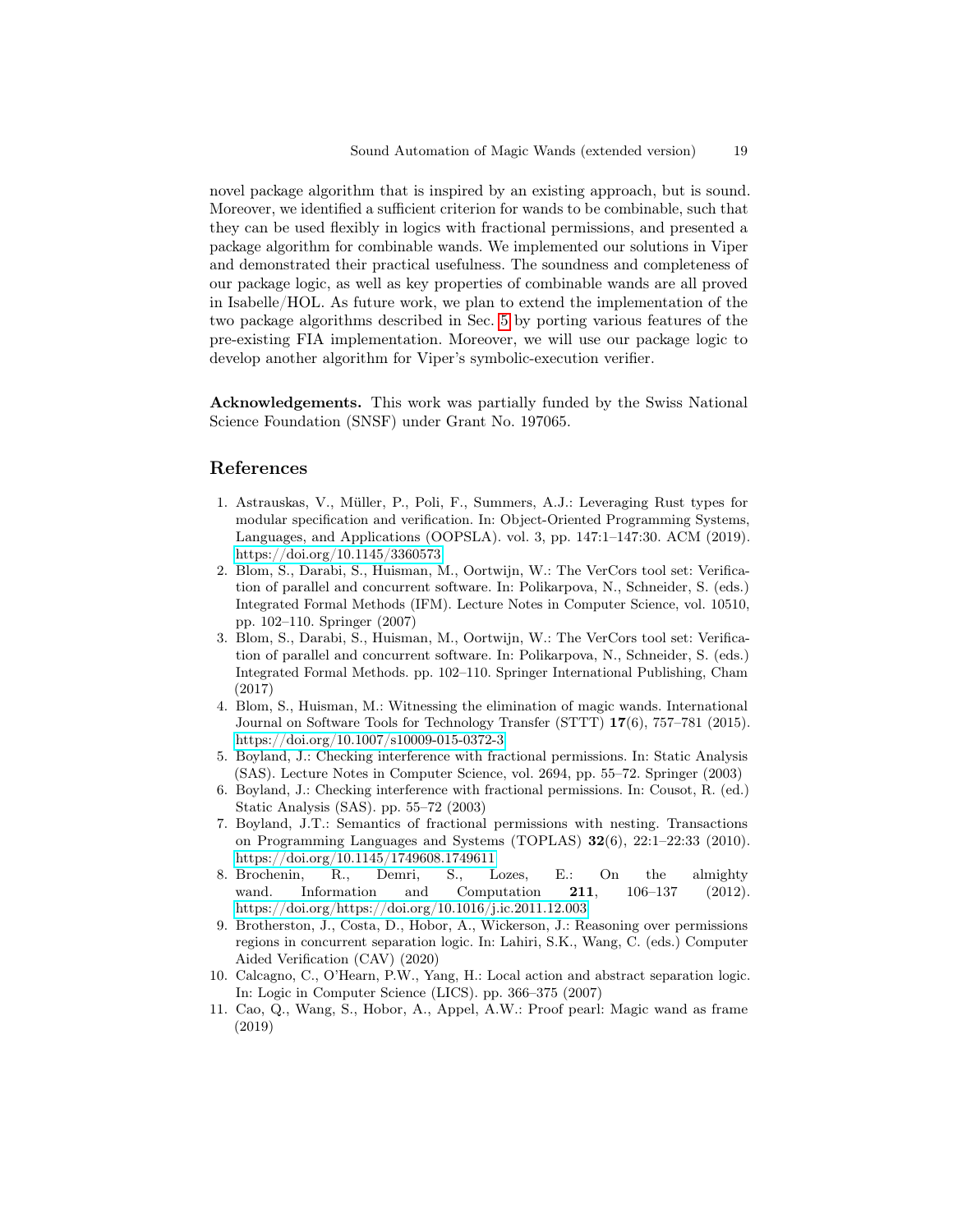novel package algorithm that is inspired by an existing approach, but is sound. Moreover, we identified a sufficient criterion for wands to be combinable, such that they can be used flexibly in logics with fractional permissions, and presented a package algorithm for combinable wands. We implemented our solutions in Viper and demonstrated their practical usefulness. The soundness and completeness of our package logic, as well as key properties of combinable wands are all proved in Isabelle/HOL. As future work, we plan to extend the implementation of the two package algorithms described in Sec. 5 by porting various features of the pre-existing FIA implementation. Moreover, we will use our package logic to develop another algorithm for Viper's symbolic-execution verifier.

**Acknowledgements.** This work was partially funded by the Swiss National Science Foundation (SNSF) under Grant No. 197065.

## References

1. Astrauskas, V., Müller, P., Poli, F., Summers, A.J.: Leveraging Rust types for modular specification and verification. In: Object-Oriented Programming Systems, Languages, and Applications (OOPSLA). vol. 3, pp. 147:1–147:30. ACM (2019). https://doi.org/10.1145/3360573
2. Blom, S., Darabi, S., Huisman, M., Oortwijn, W.: The VerCors tool set: Verification of parallel and concurrent software. In: Polikarpova, N., Schneider, S. (eds.) Integrated Formal Methods (IFM). Lecture Notes in Computer Science, vol. 10510, pp. 102–110. Springer (2007)
3. Blom, S., Darabi, S., Huisman, M., Oortwijn, W.: The VerCors tool set: Verification of parallel and concurrent software. In: Polikarpova, N., Schneider, S. (eds.) Integrated Formal Methods. pp. 102–110. Springer International Publishing, Cham (2017)
4. Blom, S., Huisman, M.: Witnessing the elimination of magic wands. International Journal on Software Tools for Technology Transfer (STTT) **17**(6), 757–781 (2015). https://doi.org/10.1007/s10009-015-0372-3
5. Boyland, J.: Checking interference with fractional permissions. In: Static Analysis (SAS). Lecture Notes in Computer Science, vol. 2694, pp. 55–72. Springer (2003)
6. Boyland, J.: Checking interference with fractional permissions. In: Cousot, R. (ed.) Static Analysis (SAS). pp. 55–72 (2003)
7. Boyland, J.T.: Semantics of fractional permissions with nesting. Transactions on Programming Languages and Systems (TOPLAS) **32**(6), 22:1–22:33 (2010). https://doi.org/10.1145/1749608.1749611
8. Brochenin, R., Demri, S., Lozes, E.: On the almighty wand. Information and Computation **211**, 106–137 (2012). https://doi.org/https://doi.org/10.1016/j.ic.2011.12.003
9. Brotherston, J., Costa, D., Hobor, A., Wickerson, J.: Reasoning over permissions regions in concurrent separation logic. In: Lahiri, S.K., Wang, C. (eds.) Computer Aided Verification (CAV) (2020)
10. Calcagno, C., O'Hearn, P.W., Yang, H.: Local action and abstract separation logic. In: Logic in Computer Science (LICS). pp. 366–375 (2007)
11. Cao, Q., Wang, S., Hobor, A., Appel, A.W.: Proof pearl: Magic wand as frame (2019)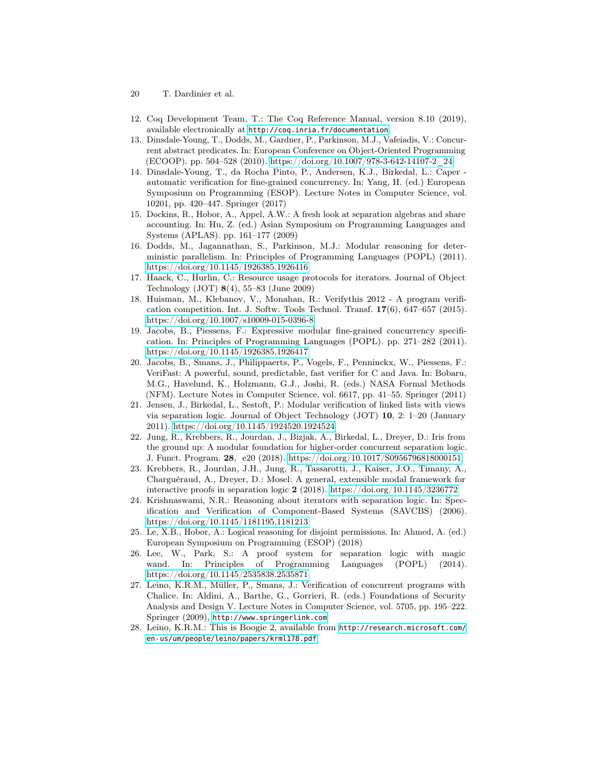12. Coq Development Team, T.: The Coq Reference Manual, version 8.10 (2019), available electronically at http://coq.inria.fr/documentation
13. Dinsdale-Young, T., Dodds, M., Gardner, P., Parkinson, M.J., Vafeiadis, V.: Concurrent abstract predicates. In: European Conference on Object-Oriented Programming (ECOOP). pp. 504–528 (2010). https://doi.org/10.1007/978-3-642-14107-2_24
14. Dinsdale-Young, T., da Rocha Pinto, P., Andersen, K.J., Birkedal, L.: Caper - automatic verification for fine-grained concurrency. In: Yang, H. (ed.) European Symposium on Programming (ESOP). Lecture Notes in Computer Science, vol. 10201, pp. 420–447. Springer (2017)
15. Dockins, R., Hobor, A., Appel, A.W.: A fresh look at separation algebras and share accounting. In: Hu, Z. (ed.) Asian Symposium on Programming Languages and Systems (APLAS). pp. 161–177 (2009)
16. Dodds, M., Jagannathan, S., Parkinson, M.J.: Modular reasoning for deterministic parallelism. In: Principles of Programming Languages (POPL) (2011). https://doi.org/10.1145/1926385.1926416
17. Haack, C., Hurlin, C.: Resource usage protocols for iterators. Journal of Object Technology (JOT) **8**(4), 55–83 (June 2009)
18. Huisman, M., Klebanov, V., Monahan, R.: Verifythis 2012 - A program verification competition. Int. J. Softw. Tools Technol. Transf. **17**(6), 647–657 (2015). https://doi.org/10.1007/s10009-015-0396-8
19. Jacobs, B., Piessens, F.: Expressive modular fine-grained concurrency specification. In: Principles of Programming Languages (POPL). pp. 271–282 (2011). https://doi.org/10.1145/1926385.1926417
20. Jacobs, B., Smans, J., Philippaerts, P., Vogels, F., Penninckx, W., Piessens, F.: VeriFast: A powerful, sound, predictable, fast verifier for C and Java. In: Bobaru, M.G., Havelund, K., Holzmann, G.J., Joshi, R. (eds.) NASA Formal Methods (NFM). Lecture Notes in Computer Science, vol. 6617, pp. 41–55. Springer (2011)
21. Jensen, J., Birkedal, L., Sestoft, P.: Modular verification of linked lists with views via separation logic. Journal of Object Technology (JOT) **10**, 2: 1–20 (January 2011). https://doi.org/10.1145/1924520.1924524
22. Jung, R., Krebbers, R., Jourdan, J., Bizjak, A., Birkedal, L., Dreyer, D.: Iris from the ground up: A modular foundation for higher-order concurrent separation logic. J. Funct. Program. **28**, e20 (2018). https://doi.org/10.1017/S0956796818000151
23. Krebbers, R., Jourdan, J.H., Jung, R., Tassarotti, J., Kaiser, J.O., Timany, A., Charguéraud, A., Dreyer, D.: Mosel: A general, extensible modal framework for interactive proofs in separation logic **2** (2018). https://doi.org/10.1145/3236772
24. Krishnaswami, N.R.: Reasoning about iterators with separation logic. In: Specification and Verification of Component-Based Systems (SAVCBS) (2006). https://doi.org/10.1145/1181195.1181213
25. Le, X.B., Hobor, A.: Logical reasoning for disjoint permissions. In: Ahmed, A. (ed.) European Symposium on Programming (ESOP) (2018)
26. Lee, W., Park, S.: A proof system for separation logic with magic wand. In: Principles of Programming Languages (POPL) (2014). https://doi.org/10.1145/2535838.2535871
27. Leino, K.R.M., Müller, P., Smans, J.: Verification of concurrent programs with Chalice. In: Aldini, A., Barthe, G., Gorrieri, R. (eds.) Foundations of Security Analysis and Design V. Lecture Notes in Computer Science, vol. 5705, pp. 195–222. Springer (2009), http://www.springerlink.com
28. Leino, K.R.M.: This is Boogie 2, available from http://research.microsoft.com/en-us/um/people/leino/papers/krml178.pdf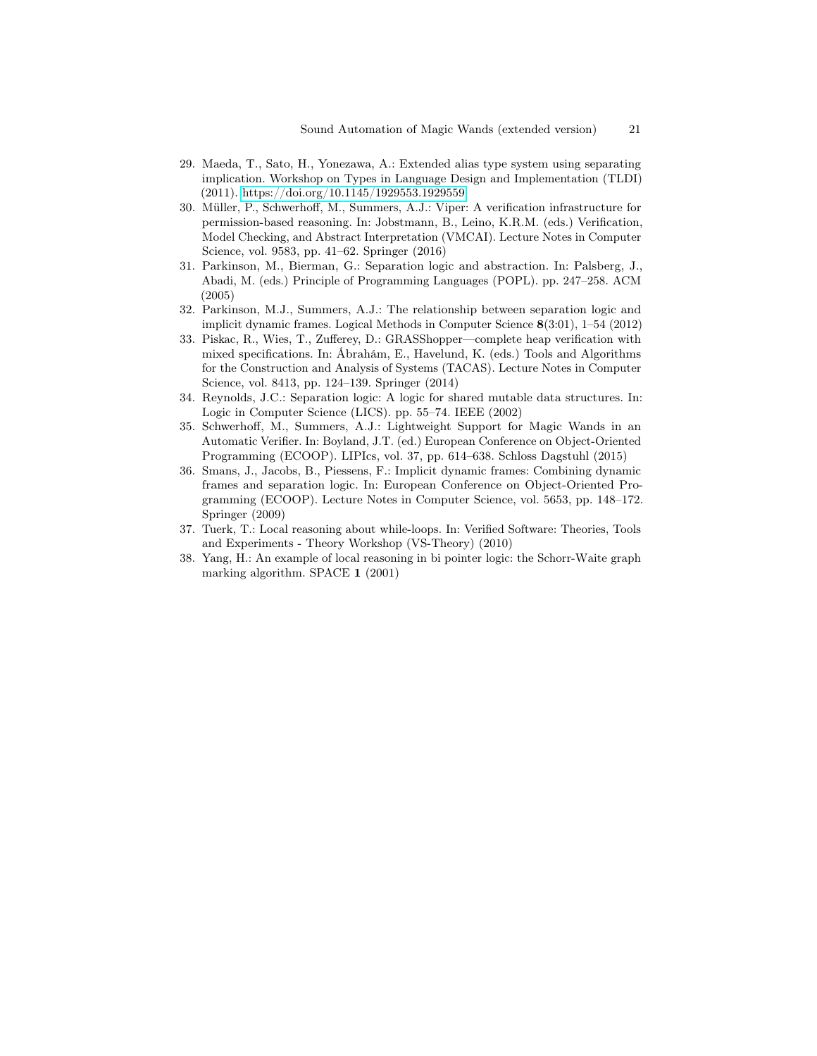29. Maeda, T., Sato, H., Yonezawa, A.: Extended alias type system using separating implication. Workshop on Types in Language Design and Implementation (TLDI) (2011). https://doi.org/10.1145/1929553.1929559
30. Müller, P., Schwerhoff, M., Summers, A.J.: Viper: A verification infrastructure for permission-based reasoning. In: Jobstmann, B., Leino, K.R.M. (eds.) Verification, Model Checking, and Abstract Interpretation (VMCAI). Lecture Notes in Computer Science, vol. 9583, pp. 41–62. Springer (2016)
31. Parkinson, M., Bierman, G.: Separation logic and abstraction. In: Palsberg, J., Abadi, M. (eds.) Principle of Programming Languages (POPL). pp. 247–258. ACM (2005)
32. Parkinson, M.J., Summers, A.J.: The relationship between separation logic and implicit dynamic frames. Logical Methods in Computer Science **8**(3:01), 1–54 (2012)
33. Piskac, R., Wies, T., Zufferey, D.: GRASShopper—complete heap verification with mixed specifications. In: Ábrahám, E., Havelund, K. (eds.) Tools and Algorithms for the Construction and Analysis of Systems (TACAS). Lecture Notes in Computer Science, vol. 8413, pp. 124–139. Springer (2014)
34. Reynolds, J.C.: Separation logic: A logic for shared mutable data structures. In: Logic in Computer Science (LICS). pp. 55–74. IEEE (2002)
35. Schwerhoff, M., Summers, A.J.: Lightweight Support for Magic Wands in an Automatic Verifier. In: Boyland, J.T. (ed.) European Conference on Object-Oriented Programming (ECOOP). LIPIcs, vol. 37, pp. 614–638. Schloss Dagstuhl (2015)
36. Smans, J., Jacobs, B., Piessens, F.: Implicit dynamic frames: Combining dynamic frames and separation logic. In: European Conference on Object-Oriented Programming (ECOOP). Lecture Notes in Computer Science, vol. 5653, pp. 148–172. Springer (2009)
37. Tuerk, T.: Local reasoning about while-loops. In: Verified Software: Theories, Tools and Experiments - Theory Workshop (VS-Theory) (2010)
38. Yang, H.: An example of local reasoning in bi pointer logic: the Schorr-Waite graph marking algorithm. SPACE **1** (2001)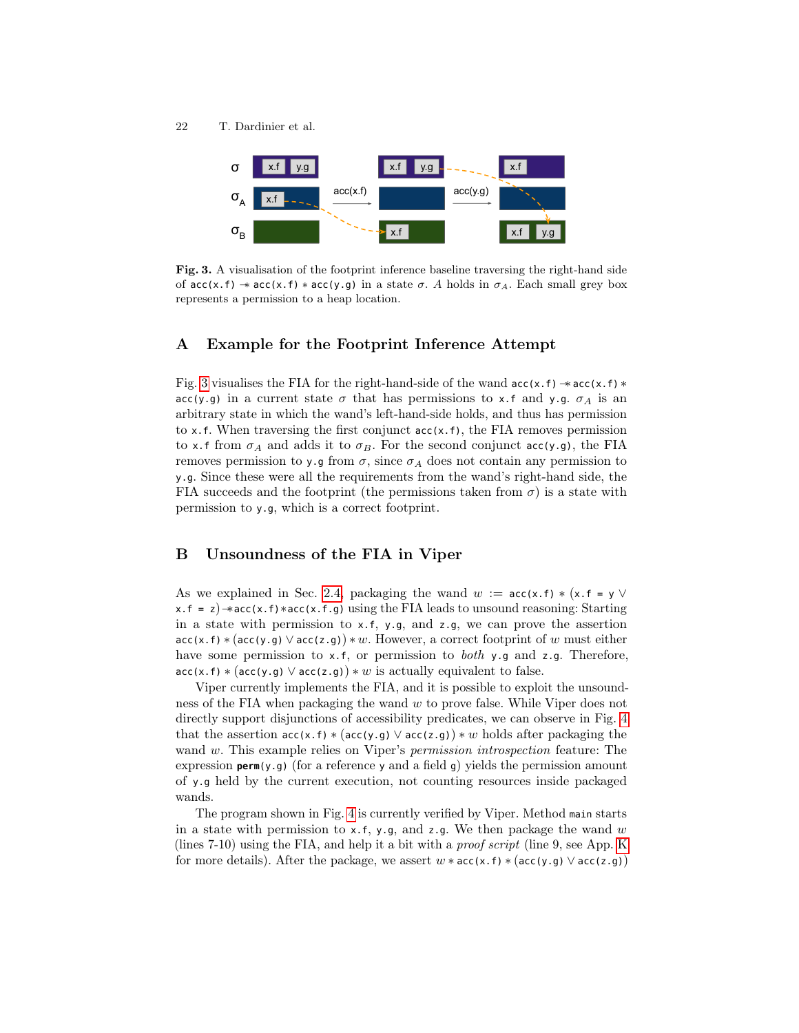Fig. 3. A visualisation of the footprint inference baseline traversing the right-hand side of `acc(x.f)` $-\!\!*$ `acc(x.f)` $*$ `acc(y.g)` in a state $\sigma$. $A$ holds in $\sigma_A$. Each small grey box represents a permission to a heap location.

## A Example for the Footprint Inference Attempt

Fig. 3 visualises the FIA for the right-hand-side of the wand `acc(x.f)` $-\!\!*$ `acc(x.f)` $*$ `acc(y.g)` in a current state $\sigma$ that has permissions to `x.f` and `y.g`. $\sigma_A$ is an arbitrary state in which the wand's left-hand-side holds, and thus has permission to `x.f`. When traversing the first conjunct `acc(x.f)`, the FIA removes permission to `x.f` from $\sigma_A$ and adds it to $\sigma_B$. For the second conjunct `acc(y.g)`, the FIA removes permission to `y.g` from $\sigma$, since $\sigma_A$ does not contain any permission to `y.g`. Since these were all the requirements from the wand's right-hand side, the FIA succeeds and the footprint (the permissions taken from $\sigma$) is a state with permission to `y.g`, which is a correct footprint.

## B Unsoundness of the FIA in Viper

As we explained in Sec. 2.4, packaging the wand $w$ := `acc(x.f)` $*$ `(x.f = y` $\vee$ `x.f = z)` $-\!\!*$`acc(x.f)`$*$`acc(x.f.g)` using the FIA leads to unsound reasoning: Starting in a state with permission to `x.f`, `y.g`, and `z.g`, we can prove the assertion `acc(x.f)` $*$ `(acc(y.g)` $\vee$ `acc(z.g))` $*$ $w$. However, a correct footprint of $w$ must either have some permission to `x.f`, or permission to *both* `y.g` and `z.g`. Therefore, `acc(x.f)` $*$ `(acc(y.g)` $\vee$ `acc(z.g))` $*$ $w$ is actually equivalent to false.

Viper currently implements the FIA, and it is possible to exploit the unsoundness of the FIA when packaging the wand $w$ to prove false. While Viper does not directly support disjunctions of accessibility predicates, we can observe in Fig. 4 that the assertion `acc(x.f)` $*$ `(acc(y.g)` $\vee$ `acc(z.g))` $*$ $w$ holds after packaging the wand $w$. This example relies on Viper's *permission introspection* feature: The expression **`perm`**`(y.g)` (for a reference `y` and a field `g`) yields the permission amount of `y.g` held by the current execution, not counting resources inside packaged wands.

The program shown in Fig. 4 is currently verified by Viper. Method `main` starts in a state with permission to `x.f`, `y.g`, and `z.g`. We then package the wand $w$ (lines 7-10) using the FIA, and help it a bit with a *proof script* (line 9, see App. K for more details). After the package, we assert $w$ $*$ `acc(x.f)` $*$ `(acc(y.g)` $\vee$ `acc(z.g))`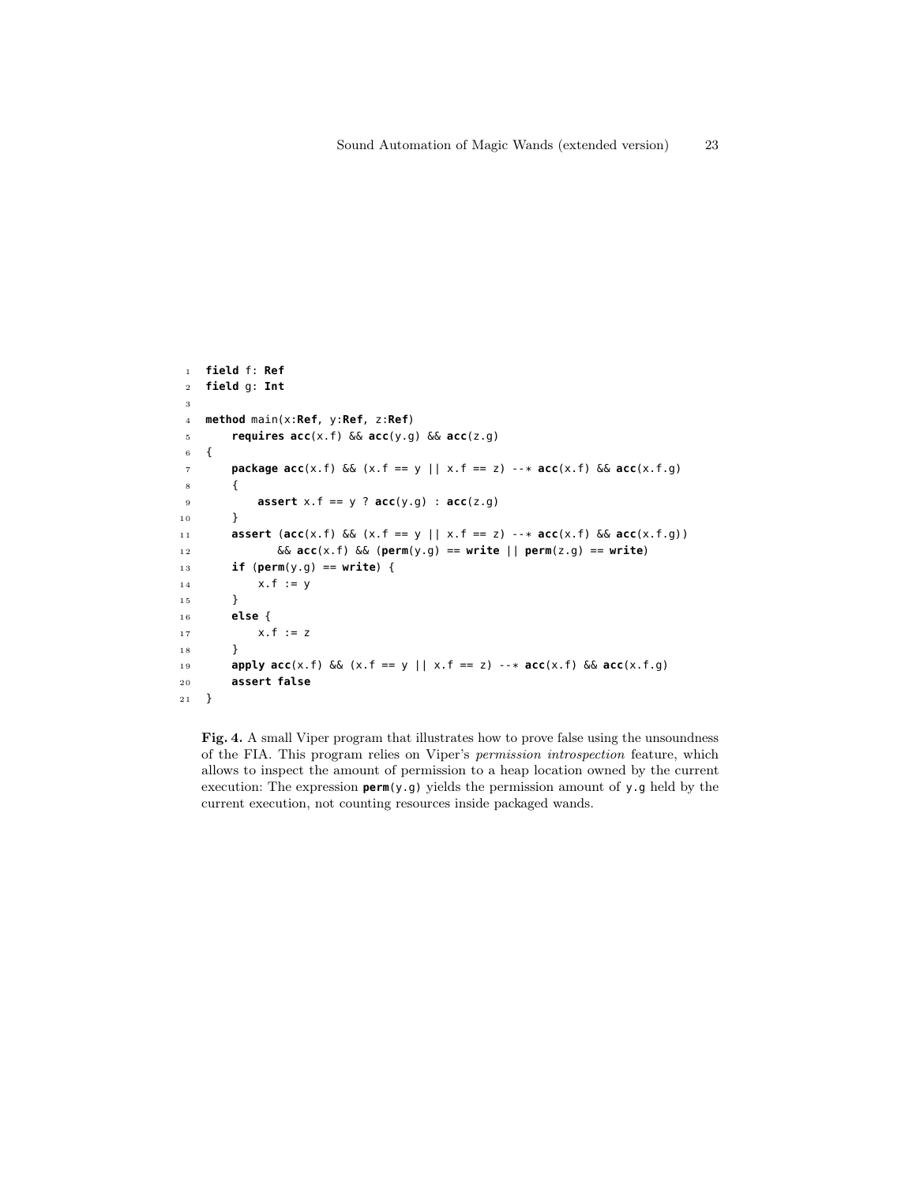```
field f: Ref
field g: Int

method main(x:Ref, y:Ref, z:Ref)
    requires acc(x.f) && acc(y.g) && acc(z.g)
{
    package acc(x.f) && (x.f == y || x.f == z) --* acc(x.f) && acc(x.f.g)
    {
        assert x.f == y ? acc(y.g) : acc(z.g)
    }
    assert (acc(x.f) && (x.f == y || x.f == z) --* acc(x.f) && acc(x.f.g))
           && acc(x.f) && (perm(y.g) == write || perm(z.g) == write)
    if (perm(y.g) == write) {
        x.f := y
    }
    else {
        x.f := z
    }
    apply acc(x.f) && (x.f == y || x.f == z) --* acc(x.f) && acc(x.f.g)
    assert false
}
```

**Fig. 4.** A small Viper program that illustrates how to prove false using the unsoundness of the FIA. This program relies on Viper's *permission introspection* feature, which allows to inspect the amount of permission to a heap location owned by the current execution: The expression **perm**(y.g) yields the permission amount of y.g held by the current execution, not counting resources inside packaged wands.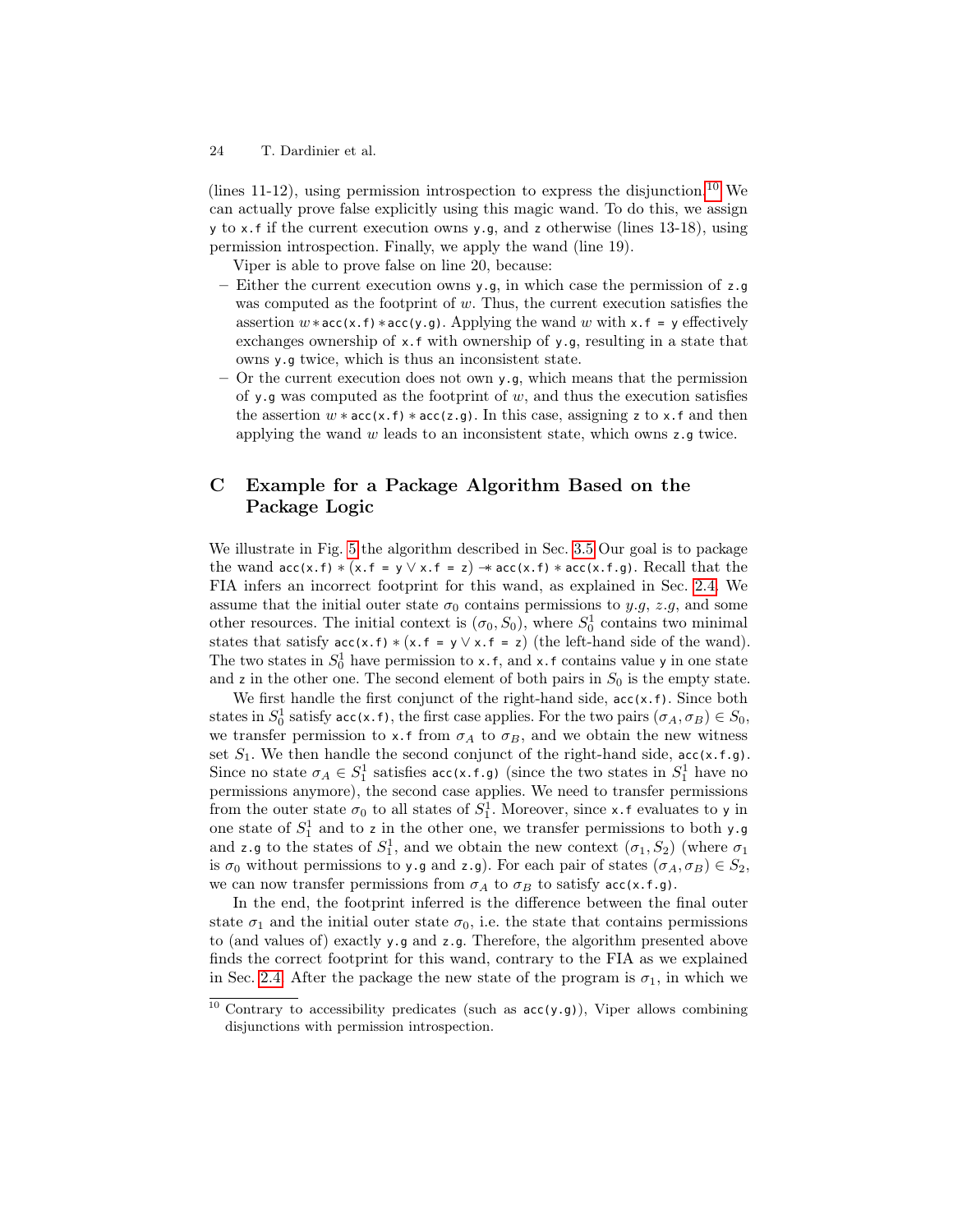(lines 11-12), using permission introspection to express the disjunction.[10] We can actually prove false explicitly using this magic wand. To do this, we assign `y` to `x.f` if the current execution owns `y.g`, and `z` otherwise (lines 13-18), using permission introspection. Finally, we apply the wand (line 19).

Viper is able to prove false on line 20, because:

- Either the current execution owns `y.g`, in which case the permission of `z.g` was computed as the footprint of $w$. Thus, the current execution satisfies the assertion $w * \texttt{acc(x.f)} * \texttt{acc(y.g)}$. Applying the wand $w$ with `x.f = y` effectively exchanges ownership of `x.f` with ownership of `y.g`, resulting in a state that owns `y.g` twice, which is thus an inconsistent state.
- Or the current execution does not own `y.g`, which means that the permission of `y.g` was computed as the footprint of $w$, and thus the execution satisfies the assertion $w * \texttt{acc(x.f)} * \texttt{acc(z.g)}$. In this case, assigning `z` to `x.f` and then applying the wand $w$ leads to an inconsistent state, which owns `z.g` twice.

# C Example for a Package Algorithm Based on the Package Logic

We illustrate in Fig. 5 the algorithm described in Sec. 3.5. Our goal is to package the wand $\texttt{acc(x.f)} * (\texttt{x.f = y} \lor \texttt{x.f = z}) \mathrel{-\!\!*} \texttt{acc(x.f)} * \texttt{acc(x.f.g)}$. Recall that the FIA infers an incorrect footprint for this wand, as explained in Sec. 2.4. We assume that the initial outer state $\sigma_0$ contains permissions to $y.g$, $z.g$, and some other resources. The initial context is $(\sigma_0, S_0)$, where $S_0^1$ contains two minimal states that satisfy $\texttt{acc(x.f)} * (\texttt{x.f = y} \lor \texttt{x.f = z})$ (the left-hand side of the wand). The two states in $S_0^1$ have permission to `x.f`, and `x.f` contains value `y` in one state and `z` in the other one. The second element of both pairs in $S_0$ is the empty state.

We first handle the first conjunct of the right-hand side, `acc(x.f)`. Since both states in $S_0^1$ satisfy `acc(x.f)`, the first case applies. For the two pairs $(\sigma_A, \sigma_B) \in S_0$, we transfer permission to `x.f` from $\sigma_A$ to $\sigma_B$, and we obtain the new witness set $S_1$. We then handle the second conjunct of the right-hand side, `acc(x.f.g)`. Since no state $\sigma_A \in S_1^1$ satisfies `acc(x.f.g)` (since the two states in $S_1^1$ have no permissions anymore), the second case applies. We need to transfer permissions from the outer state $\sigma_0$ to all states of $S_1^1$. Moreover, since `x.f` evaluates to `y` in one state of $S_1^1$ and to `z` in the other one, we transfer permissions to both `y.g` and `z.g` to the states of $S_1^1$, and we obtain the new context $(\sigma_1, S_2)$ (where $\sigma_1$ is $\sigma_0$ without permissions to `y.g` and `z.g`). For each pair of states $(\sigma_A, \sigma_B) \in S_2$, we can now transfer permissions from $\sigma_A$ to $\sigma_B$ to satisfy `acc(x.f.g)`.

In the end, the footprint inferred is the difference between the final outer state $\sigma_1$ and the initial outer state $\sigma_0$, i.e. the state that contains permissions to (and values of) exactly `y.g` and `z.g`. Therefore, the algorithm presented above finds the correct footprint for this wand, contrary to the FIA as we explained in Sec. 2.4. After the package the new state of the program is $\sigma_1$, in which we

[10] Contrary to accessibility predicates (such as `acc(y.g)`), Viper allows combining disjunctions with permission introspection.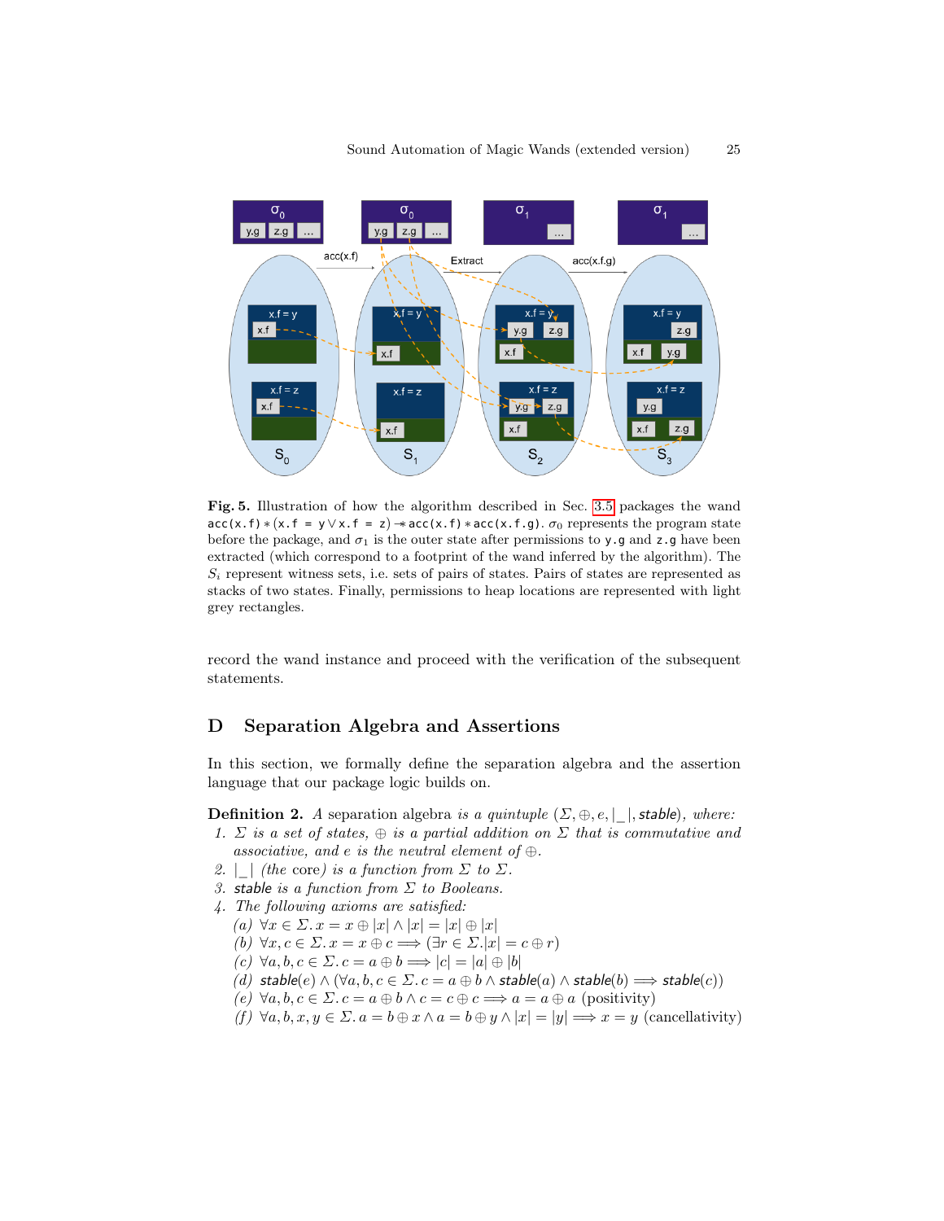**Fig. 5.** Illustration of how the algorithm described in Sec. 3.5 packages the wand `acc(x.f)` $*$ `(x.f = y` $\vee$ `x.f = z)` $-\!\!*$ `acc(x.f)` $*$ `acc(x.f.g)`. $\sigma_0$ represents the program state before the package, and $\sigma_1$ is the outer state after permissions to `y.g` and `z.g` have been extracted (which correspond to a footprint of the wand inferred by the algorithm). The $S_i$ represent witness sets, i.e. sets of pairs of states. Pairs of states are represented as stacks of two states. Finally, permissions to heap locations are represented with light grey rectangles.

record the wand instance and proceed with the verification of the subsequent statements.

## D Separation Algebra and Assertions

In this section, we formally define the separation algebra and the assertion language that our package logic builds on.

**Definition 2.** *A* separation algebra *is a quintuple* $(\Sigma, \oplus, e, |\_|, \mathsf{stable})$*, where:*

1. *$\Sigma$ is a set of states, $\oplus$ is a partial addition on $\Sigma$ that is commutative and associative, and $e$ is the neutral element of $\oplus$.*
2. *$|\_|$ (the* core*) is a function from $\Sigma$ to $\Sigma$.*
3. *$\mathsf{stable}$ is a function from $\Sigma$ to Booleans.*
4. *The following axioms are satisfied:*
   (a) $\forall x \in \Sigma.\, x = x \oplus |x| \wedge |x| = |x| \oplus |x|$
   (b) $\forall x, c \in \Sigma.\, x = x \oplus c \implies (\exists r \in \Sigma. |x| = c \oplus r)$
   (c) $\forall a, b, c \in \Sigma.\, c = a \oplus b \implies |c| = |a| \oplus |b|$
   (d) $\mathsf{stable}(e) \wedge (\forall a, b, c \in \Sigma.\, c = a \oplus b \wedge \mathsf{stable}(a) \wedge \mathsf{stable}(b) \implies \mathsf{stable}(c))$
   (e) $\forall a, b, c \in \Sigma.\, c = a \oplus b \wedge c = c \oplus c \implies a = a \oplus a$ (positivity)
   (f) $\forall a, b, x, y \in \Sigma.\, a = b \oplus x \wedge a = b \oplus y \wedge |x| = |y| \implies x = y$ (cancellativity)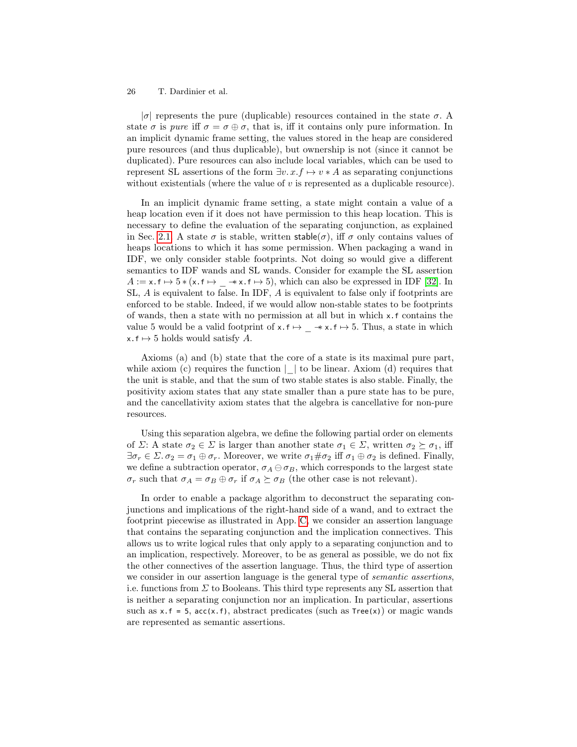$|\sigma|$ represents the pure (duplicable) resources contained in the state $\sigma$. A state $\sigma$ is *pure* iff $\sigma = \sigma \oplus \sigma$, that is, iff it contains only pure information. In an implicit dynamic frame setting, the values stored in the heap are considered pure resources (and thus duplicable), but ownership is not (since it cannot be duplicated). Pure resources can also include local variables, which can be used to represent SL assertions of the form $\exists v.\, x.f \mapsto v * A$ as separating conjunctions without existentials (where the value of $v$ is represented as a duplicable resource).

In an implicit dynamic frame setting, a state might contain a value of a heap location even if it does not have permission to this heap location. This is necessary to define the evaluation of the separating conjunction, as explained in Sec. 2.1. A state $\sigma$ is stable, written $\mathsf{stable}(\sigma)$, iff $\sigma$ only contains values of heaps locations to which it has some permission. When packaging a wand in IDF, we only consider stable footprints. Not doing so would give a different semantics to IDF wands and SL wands. Consider for example the SL assertion $A := \texttt{x.f} \mapsto 5 * (\texttt{x.f} \mapsto \_ \mathrel{-\!\!*} \texttt{x.f} \mapsto 5)$, which can also be expressed in IDF [32]. In SL, $A$ is equivalent to false. In IDF, $A$ is equivalent to false only if footprints are enforced to be stable. Indeed, if we would allow non-stable states to be footprints of wands, then a state with no permission at all but in which `x.f` contains the value 5 would be a valid footprint of $\texttt{x.f} \mapsto \_ \mathrel{-\!\!*} \texttt{x.f} \mapsto 5$. Thus, a state in which $\texttt{x.f} \mapsto 5$ holds would satisfy $A$.

Axioms (a) and (b) state that the core of a state is its maximal pure part, while axiom (c) requires the function $|\_|$ to be linear. Axiom (d) requires that the unit is stable, and that the sum of two stable states is also stable. Finally, the positivity axiom states that any state smaller than a pure state has to be pure, and the cancellativity axiom states that the algebra is cancellative for non-pure resources.

Using this separation algebra, we define the following partial order on elements of $\Sigma$: A state $\sigma_2 \in \Sigma$ is larger than another state $\sigma_1 \in \Sigma$, written $\sigma_2 \succeq \sigma_1$, iff $\exists \sigma_r \in \Sigma.\, \sigma_2 = \sigma_1 \oplus \sigma_r$. Moreover, we write $\sigma_1 \# \sigma_2$ iff $\sigma_1 \oplus \sigma_2$ is defined. Finally, we define a subtraction operator, $\sigma_A \ominus \sigma_B$, which corresponds to the largest state $\sigma_r$ such that $\sigma_A = \sigma_B \oplus \sigma_r$ if $\sigma_A \succeq \sigma_B$ (the other case is not relevant).

In order to enable a package algorithm to deconstruct the separating conjunctions and implications of the right-hand side of a wand, and to extract the footprint piecewise as illustrated in App. C, we consider an assertion language that contains the separating conjunction and the implication connectives. This allows us to write logical rules that only apply to a separating conjunction and to an implication, respectively. Moreover, to be as general as possible, we do not fix the other connectives of the assertion language. Thus, the third type of assertion we consider in our assertion language is the general type of *semantic assertions*, i.e. functions from $\Sigma$ to Booleans. This third type represents any SL assertion that is neither a separating conjunction nor an implication. In particular, assertions such as `x.f = 5`, `acc(x.f)`, abstract predicates (such as `Tree(x)`) or magic wands are represented as semantic assertions.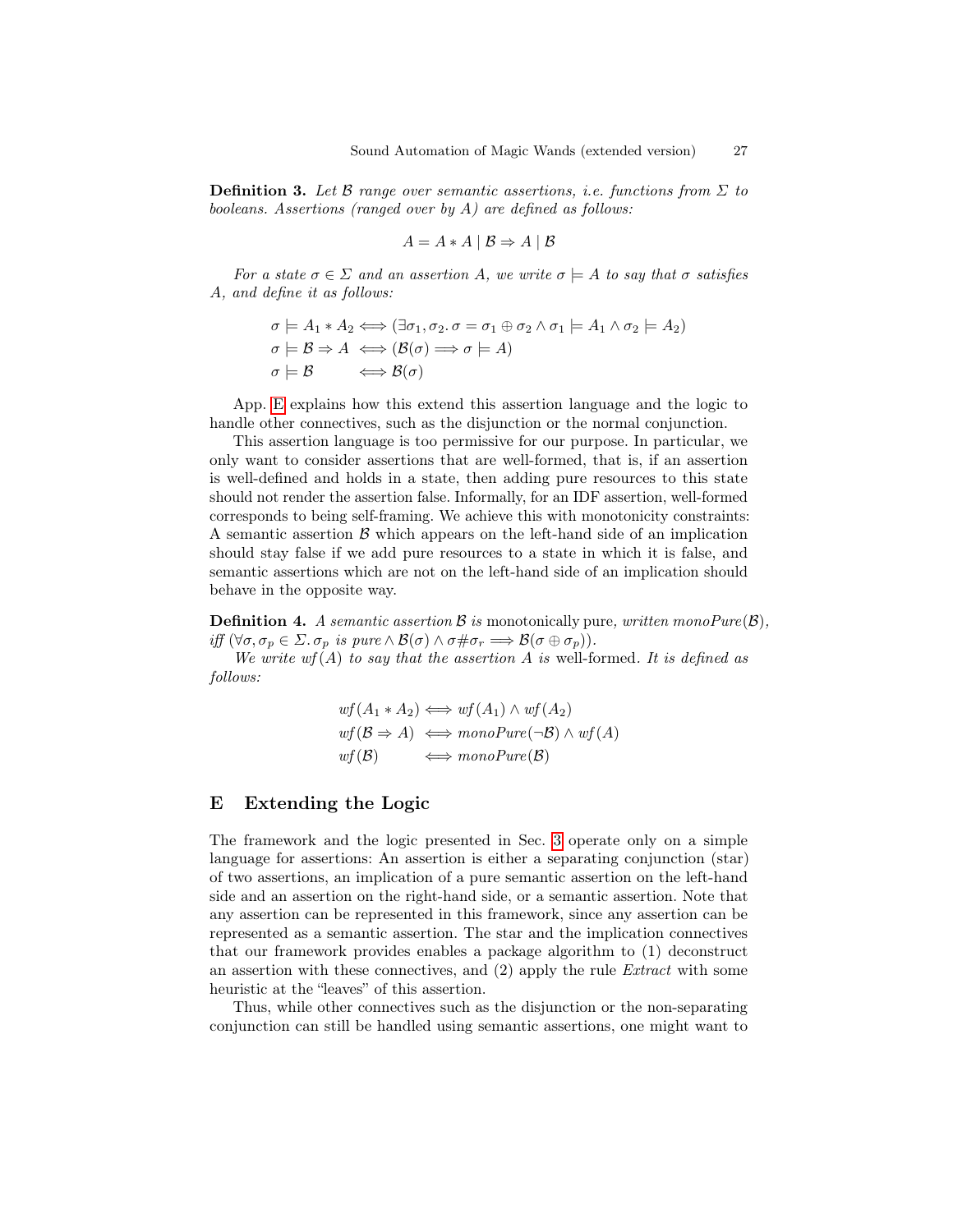**Definition 3.** *Let $\mathcal{B}$ range over semantic assertions, i.e. functions from $\Sigma$ to booleans. Assertions (ranged over by $A$) are defined as follows:*

$$A = A * A \mid \mathcal{B} \Rightarrow A \mid \mathcal{B}$$

*For a state $\sigma \in \Sigma$ and an assertion $A$, we write $\sigma \models A$ to say that $\sigma$ satisfies $A$, and define it as follows:*

$$\begin{aligned}
\sigma \models A_1 * A_2 &\iff (\exists \sigma_1, \sigma_2.\, \sigma = \sigma_1 \oplus \sigma_2 \land \sigma_1 \models A_1 \land \sigma_2 \models A_2) \\
\sigma \models \mathcal{B} \Rightarrow A &\iff (\mathcal{B}(\sigma) \Longrightarrow \sigma \models A) \\
\sigma \models \mathcal{B} &\iff \mathcal{B}(\sigma)
\end{aligned}$$

App. E explains how this extend this assertion language and the logic to handle other connectives, such as the disjunction or the normal conjunction.

This assertion language is too permissive for our purpose. In particular, we only want to consider assertions that are well-formed, that is, if an assertion is well-defined and holds in a state, then adding pure resources to this state should not render the assertion false. Informally, for an IDF assertion, well-formed corresponds to being self-framing. We achieve this with monotonicity constraints: A semantic assertion $\mathcal{B}$ which appears on the left-hand side of an implication should stay false if we add pure resources to a state in which it is false, and semantic assertions which are not on the left-hand side of an implication should behave in the opposite way.

**Definition 4.** *A semantic assertion $\mathcal{B}$ is* monotonically pure*, written $monoPure(\mathcal{B})$, iff $(\forall \sigma, \sigma_p \in \Sigma.\, \sigma_p \text{ is pure} \land \mathcal{B}(\sigma) \land \sigma \# \sigma_r \Longrightarrow \mathcal{B}(\sigma \oplus \sigma_p))$.*

*We write $wf(A)$ to say that the assertion $A$ is* well-formed*. It is defined as follows:*

$$\begin{aligned}
wf(A_1 * A_2) &\iff wf(A_1) \land wf(A_2) \\
wf(\mathcal{B} \Rightarrow A) &\iff monoPure(\neg \mathcal{B}) \land wf(A) \\
wf(\mathcal{B}) &\iff monoPure(\mathcal{B})
\end{aligned}$$

## E Extending the Logic

The framework and the logic presented in Sec. 3 operate only on a simple language for assertions: An assertion is either a separating conjunction (star) of two assertions, an implication of a pure semantic assertion on the left-hand side and an assertion on the right-hand side, or a semantic assertion. Note that any assertion can be represented in this framework, since any assertion can be represented as a semantic assertion. The star and the implication connectives that our framework provides enables a package algorithm to (1) deconstruct an assertion with these connectives, and (2) apply the rule *Extract* with some heuristic at the "leaves" of this assertion.

Thus, while other connectives such as the disjunction or the non-separating conjunction can still be handled using semantic assertions, one might want to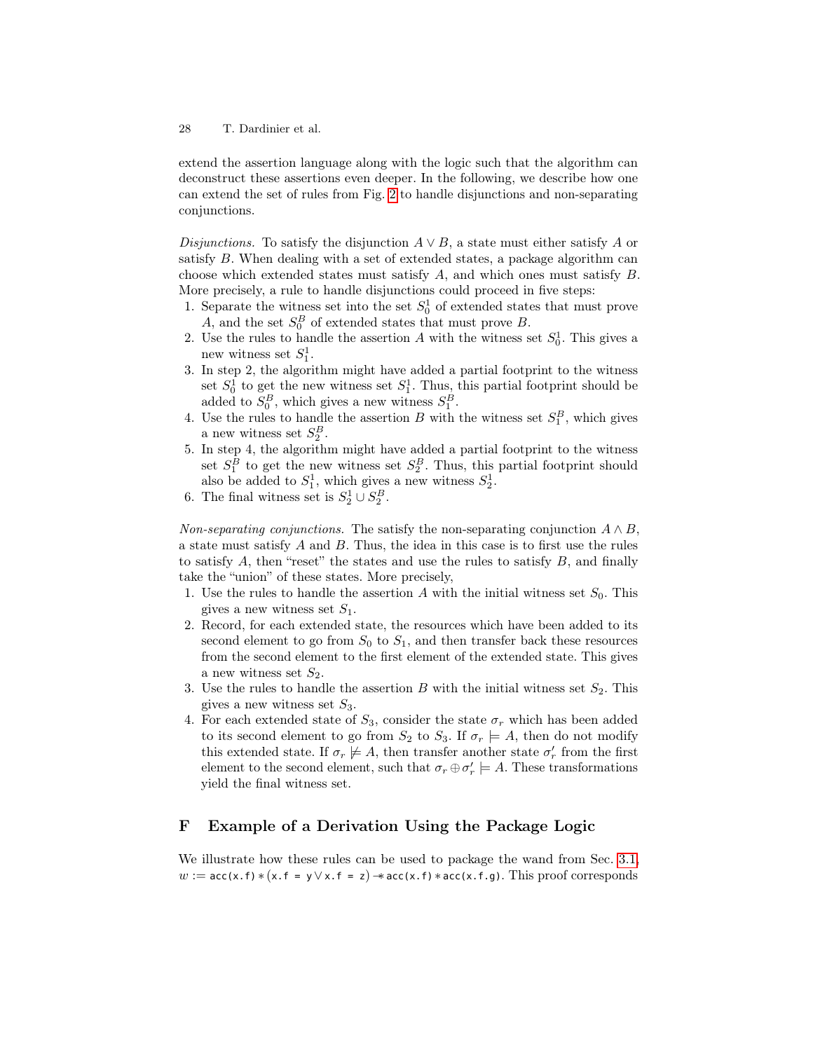extend the assertion language along with the logic such that the algorithm can deconstruct these assertions even deeper. In the following, we describe how one can extend the set of rules from Fig. 2 to handle disjunctions and non-separating conjunctions.

*Disjunctions.* To satisfy the disjunction $A \vee B$, a state must either satisfy $A$ or satisfy $B$. When dealing with a set of extended states, a package algorithm can choose which extended states must satisfy $A$, and which ones must satisfy $B$. More precisely, a rule to handle disjunctions could proceed in five steps:

1. Separate the witness set into the set $S_0^1$ of extended states that must prove $A$, and the set $S_0^B$ of extended states that must prove $B$.
2. Use the rules to handle the assertion $A$ with the witness set $S_0^1$. This gives a new witness set $S_1^1$.
3. In step 2, the algorithm might have added a partial footprint to the witness set $S_0^1$ to get the new witness set $S_1^1$. Thus, this partial footprint should be added to $S_0^B$, which gives a new witness $S_1^B$.
4. Use the rules to handle the assertion $B$ with the witness set $S_1^B$, which gives a new witness set $S_2^B$.
5. In step 4, the algorithm might have added a partial footprint to the witness set $S_1^B$ to get the new witness set $S_2^B$. Thus, this partial footprint should also be added to $S_1^1$, which gives a new witness $S_2^1$.
6. The final witness set is $S_2^1 \cup S_2^B$.

*Non-separating conjunctions.* The satisfy the non-separating conjunction $A \wedge B$, a state must satisfy $A$ and $B$. Thus, the idea in this case is to first use the rules to satisfy $A$, then "reset" the states and use the rules to satisfy $B$, and finally take the "union" of these states. More precisely,

1. Use the rules to handle the assertion $A$ with the initial witness set $S_0$. This gives a new witness set $S_1$.
2. Record, for each extended state, the resources which have been added to its second element to go from $S_0$ to $S_1$, and then transfer back these resources from the second element to the first element of the extended state. This gives a new witness set $S_2$.
3. Use the rules to handle the assertion $B$ with the initial witness set $S_2$. This gives a new witness set $S_3$.
4. For each extended state of $S_3$, consider the state $\sigma_r$ which has been added to its second element to go from $S_2$ to $S_3$. If $\sigma_r \models A$, then do not modify this extended state. If $\sigma_r \not\models A$, then transfer another state $\sigma_r'$ from the first element to the second element, such that $\sigma_r \oplus \sigma_r' \models A$. These transformations yield the final witness set.

# F Example of a Derivation Using the Package Logic

We illustrate how these rules can be used to package the wand from Sec. 3.1, $w :=$ `acc(x.f)` $*$ (`x.f = y` $\vee$ `x.f = z`) $-\!\!*$ `acc(x.f)` $*$ `acc(x.f.g)`. This proof corresponds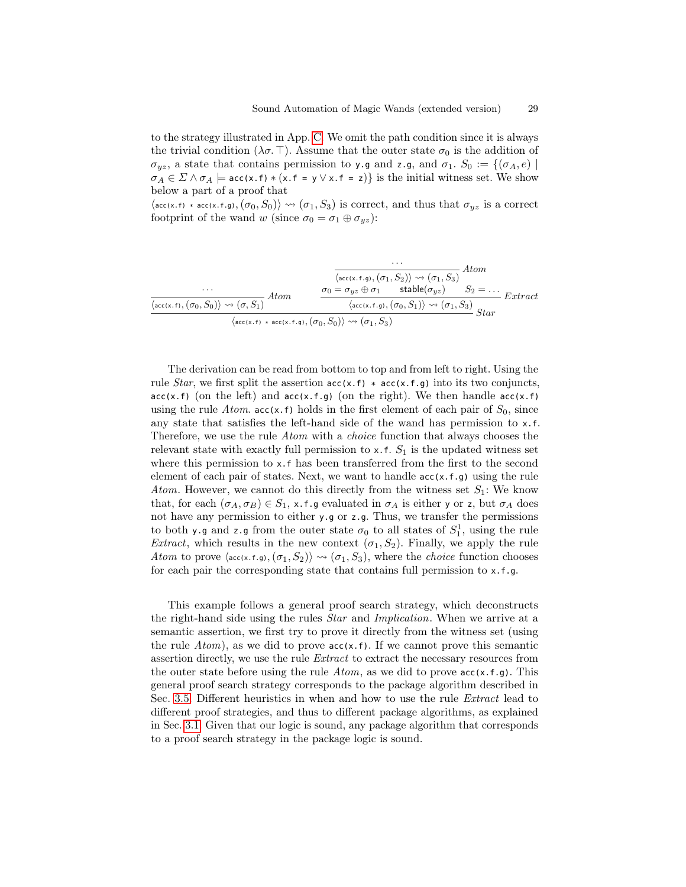to the strategy illustrated in App. C. We omit the path condition since it is always the trivial condition ($\lambda\sigma. \top$). Assume that the outer state $\sigma_0$ is the addition of $\sigma_{yz}$, a state that contains permission to `y.g` and `z.g`, and $\sigma_1$. $S_0 := \{(\sigma_A, e) \mid \sigma_A \in \Sigma \wedge \sigma_A \models \texttt{acc(x.f)} * (\texttt{x.f = y} \vee \texttt{x.f = z})\}$ is the initial witness set. We show below a part of a proof that

$\langle \texttt{acc(x.f) * acc(x.f.g)}, (\sigma_0, S_0)\rangle \rightsquigarrow (\sigma_1, S_3)$ is correct, and thus that $\sigma_{yz}$ is a correct footprint of the wand $w$ (since $\sigma_0 = \sigma_1 \oplus \sigma_{yz}$):

$$
\dfrac{
\dfrac{\cdots}{\langle \texttt{acc(x.f)}, (\sigma_0, S_0)\rangle \rightsquigarrow (\sigma, S_1)}\,\mathit{Atom}
\qquad
\dfrac{
\sigma_0 = \sigma_{yz} \oplus \sigma_1 \qquad \mathsf{stable}(\sigma_{yz}) \qquad S_2 = \ldots \qquad
\dfrac{\cdots}{\langle \texttt{acc(x.f.g)}, (\sigma_1, S_2)\rangle \rightsquigarrow (\sigma_1, S_3)}\,\mathit{Atom}
}{\langle \texttt{acc(x.f.g)}, (\sigma_0, S_1)\rangle \rightsquigarrow (\sigma_1, S_3)}\,\mathit{Extract}
}{\langle \texttt{acc(x.f) * acc(x.f.g)}, (\sigma_0, S_0)\rangle \rightsquigarrow (\sigma_1, S_3)}\,\mathit{Star}
$$

The derivation can be read from bottom to top and from left to right. Using the rule *Star*, we first split the assertion `acc(x.f) * acc(x.f.g)` into its two conjuncts, `acc(x.f)` (on the left) and `acc(x.f.g)` (on the right). We then handle `acc(x.f)` using the rule *Atom*. `acc(x.f)` holds in the first element of each pair of $S_0$, since any state that satisfies the left-hand side of the wand has permission to `x.f`. Therefore, we use the rule *Atom* with a *choice* function that always chooses the relevant state with exactly full permission to `x.f`. $S_1$ is the updated witness set where this permission to `x.f` has been transferred from the first to the second element of each pair of states. Next, we want to handle `acc(x.f.g)` using the rule *Atom*. However, we cannot do this directly from the witness set $S_1$: We know that, for each $(\sigma_A, \sigma_B) \in S_1$, `x.f.g` evaluated in $\sigma_A$ is either `y` or `z`, but $\sigma_A$ does not have any permission to either `y.g` or `z.g`. Thus, we transfer the permissions to both `y.g` and `z.g` from the outer state $\sigma_0$ to all states of $S_1^1$, using the rule *Extract*, which results in the new context $(\sigma_1, S_2)$. Finally, we apply the rule *Atom* to prove $\langle \texttt{acc(x.f.g)}, (\sigma_1, S_2)\rangle \rightsquigarrow (\sigma_1, S_3)$, where the *choice* function chooses for each pair the corresponding state that contains full permission to `x.f.g`.

This example follows a general proof search strategy, which deconstructs the right-hand side using the rules *Star* and *Implication*. When we arrive at a semantic assertion, we first try to prove it directly from the witness set (using the rule *Atom*), as we did to prove `acc(x.f)`. If we cannot prove this semantic assertion directly, we use the rule *Extract* to extract the necessary resources from the outer state before using the rule *Atom*, as we did to prove `acc(x.f.g)`. This general proof search strategy corresponds to the package algorithm described in Sec. 3.5. Different heuristics in when and how to use the rule *Extract* lead to different proof strategies, and thus to different package algorithms, as explained in Sec. 3.1. Given that our logic is sound, any package algorithm that corresponds to a proof search strategy in the package logic is sound.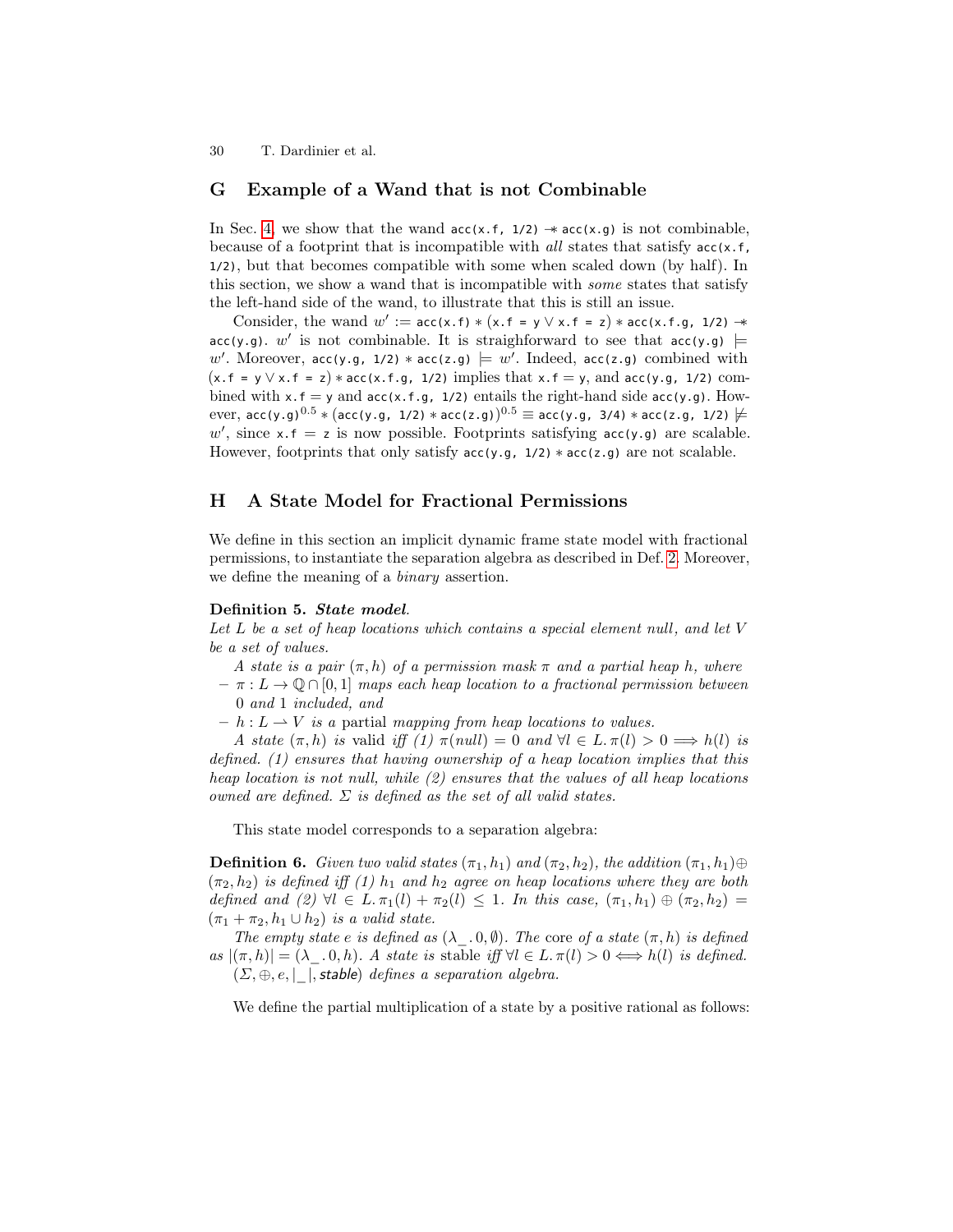## G Example of a Wand that is not Combinable

In Sec. 4, we show that the wand `acc(x.f, 1/2)` $-\!\!*$ `acc(x.g)` is not combinable, because of a footprint that is incompatible with *all* states that satisfy `acc(x.f, 1/2)`, but that becomes compatible with some when scaled down (by half). In this section, we show a wand that is incompatible with *some* states that satisfy the left-hand side of the wand, to illustrate that this is still an issue.

Consider, the wand $w' :=$ `acc(x.f)` $*$ (`x.f = y` $\vee$ `x.f = z`) $*$ `acc(x.f.g, 1/2)` $-\!\!*$ `acc(y.g)`. $w'$ is not combinable. It is straightforward to see that `acc(y.g)` $\models w'$. Moreover, `acc(y.g, 1/2)` $*$ `acc(z.g)` $\models w'$. Indeed, `acc(z.g)` combined with (`x.f = y` $\vee$ `x.f = z`) $*$ `acc(x.f.g, 1/2)` implies that `x.f = y`, and `acc(y.g, 1/2)` combined with `x.f = y` and `acc(x.f.g, 1/2)` entails the right-hand side `acc(y.g)`. However, `acc(y.g)`$^{0.5}$ $*$ (`acc(y.g, 1/2)` $*$ `acc(z.g)`)$^{0.5}$ $\equiv$ `acc(y.g, 3/4)` $*$ `acc(z.g, 1/2)` $\not\models w'$, since `x.f = z` is now possible. Footprints satisfying `acc(y.g)` are scalable. However, footprints that only satisfy `acc(y.g, 1/2)` $*$ `acc(z.g)` are not scalable.

## H A State Model for Fractional Permissions

We define in this section an implicit dynamic frame state model with fractional permissions, to instantiate the separation algebra as described in Def. 2. Moreover, we define the meaning of a *binary* assertion.

**Definition 5.** ***State model.***
*Let $L$ be a set of heap locations which contains a special element null, and let $V$ be a set of values.*

*A state is a pair $(\pi, h)$ of a permission mask $\pi$ and a partial heap $h$, where*

- *$\pi : L \to \mathbb{Q} \cap [0, 1]$ maps each heap location to a fractional permission between 0 and 1 included, and*
- *$h : L \rightharpoonup V$ is a* partial *mapping from heap locations to values.*

*A state $(\pi, h)$ is* valid *iff (1) $\pi(null) = 0$ and $\forall l \in L. \pi(l) > 0 \Longrightarrow h(l)$ is defined. (1) ensures that having ownership of a heap location implies that this heap location is not null, while (2) ensures that the values of all heap locations owned are defined. $\Sigma$ is defined as the set of all valid states.*

This state model corresponds to a separation algebra:

**Definition 6.** *Given two valid states $(\pi_1, h_1)$ and $(\pi_2, h_2)$, the addition $(\pi_1, h_1) \oplus (\pi_2, h_2)$ is defined iff (1) $h_1$ and $h_2$ agree on heap locations where they are both defined and (2) $\forall l \in L. \pi_1(l) + \pi_2(l) \leq 1$. In this case, $(\pi_1, h_1) \oplus (\pi_2, h_2) = (\pi_1 + \pi_2, h_1 \cup h_2)$ is a valid state.*

*The empty state $e$ is defined as $(\lambda\_ . 0, \emptyset)$. The* core *of a state $(\pi, h)$ is defined as $|(\pi, h)| = (\lambda\_ . 0, h)$. A state is* stable *iff $\forall l \in L. \pi(l) > 0 \Longleftrightarrow h(l)$ is defined. $(\Sigma, \oplus, e, |\_|, \textsf{stable})$ defines a separation algebra.*

We define the partial multiplication of a state by a positive rational as follows: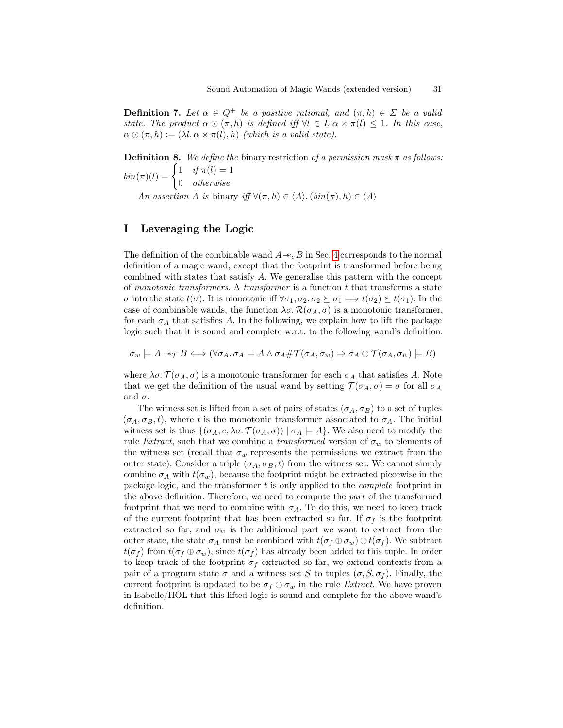**Definition 7.** *Let $\alpha \in Q^+$ be a positive rational, and $(\pi, h) \in \Sigma$ be a valid state. The product $\alpha \odot (\pi, h)$ is defined iff $\forall l \in L. \alpha \times \pi(l) \leq 1$. In this case, $\alpha \odot (\pi, h) := (\lambda l. \alpha \times \pi(l), h)$ (which is a valid state).*

**Definition 8.** *We define the* binary restriction *of a permission mask $\pi$ as follows:*

$$bin(\pi)(l) = \begin{cases} 1 & \textit{if } \pi(l) = 1 \\ 0 & \textit{otherwise} \end{cases}$$

*An assertion $A$ is* binary *iff $\forall (\pi, h) \in \langle A \rangle. (bin(\pi), h) \in \langle A \rangle$*

# I Leveraging the Logic

The definition of the combinable wand $A \mathbin{-\!\!*}_c B$ in Sec. 4 corresponds to the normal definition of a magic wand, except that the footprint is transformed before being combined with states that satisfy $A$. We generalise this pattern with the concept of *monotonic transformers*. A *transformer* is a function $t$ that transforms a state $\sigma$ into the state $t(\sigma)$. It is monotonic iff $\forall \sigma_1, \sigma_2. \sigma_2 \succeq \sigma_1 \Longrightarrow t(\sigma_2) \succeq t(\sigma_1)$. In the case of combinable wands, the function $\lambda \sigma. \mathcal{R}(\sigma_A, \sigma)$ is a monotonic transformer, for each $\sigma_A$ that satisfies $A$. In the following, we explain how to lift the package logic such that it is sound and complete w.r.t. to the following wand's definition:

$$\sigma_w \models A \mathbin{-\!\!*}_{\mathcal{T}} B \Longleftrightarrow (\forall \sigma_A. \sigma_A \models A \wedge \sigma_A \# \mathcal{T}(\sigma_A, \sigma_w) \Rightarrow \sigma_A \oplus \mathcal{T}(\sigma_A, \sigma_w) \models B)$$

where $\lambda \sigma. \mathcal{T}(\sigma_A, \sigma)$ is a monotonic transformer for each $\sigma_A$ that satisfies $A$. Note that we get the definition of the usual wand by setting $\mathcal{T}(\sigma_A, \sigma) = \sigma$ for all $\sigma_A$ and $\sigma$.

The witness set is lifted from a set of pairs of states $(\sigma_A, \sigma_B)$ to a set of tuples $(\sigma_A, \sigma_B, t)$, where $t$ is the monotonic transformer associated to $\sigma_A$. The initial witness set is thus $\{(\sigma_A, e, \lambda \sigma. \mathcal{T}(\sigma_A, \sigma)) \mid \sigma_A \models A\}$. We also need to modify the rule *Extract*, such that we combine a *transformed* version of $\sigma_w$ to elements of the witness set (recall that $\sigma_w$ represents the permissions we extract from the outer state). Consider a triple $(\sigma_A, \sigma_B, t)$ from the witness set. We cannot simply combine $\sigma_A$ with $t(\sigma_w)$, because the footprint might be extracted piecewise in the package logic, and the transformer $t$ is only applied to the *complete* footprint in the above definition. Therefore, we need to compute the *part* of the transformed footprint that we need to combine with $\sigma_A$. To do this, we need to keep track of the current footprint that has been extracted so far. If $\sigma_f$ is the footprint extracted so far, and $\sigma_w$ is the additional part we want to extract from the outer state, the state $\sigma_A$ must be combined with $t(\sigma_f \oplus \sigma_w) \ominus t(\sigma_f)$. We subtract $t(\sigma_f)$ from $t(\sigma_f \oplus \sigma_w)$, since $t(\sigma_f)$ has already been added to this tuple. In order to keep track of the footprint $\sigma_f$ extracted so far, we extend contexts from a pair of a program state $\sigma$ and a witness set $S$ to tuples $(\sigma, S, \sigma_f)$. Finally, the current footprint is updated to be $\sigma_f \oplus \sigma_w$ in the rule *Extract*. We have proven in Isabelle/HOL that this lifted logic is sound and complete for the above wand's definition.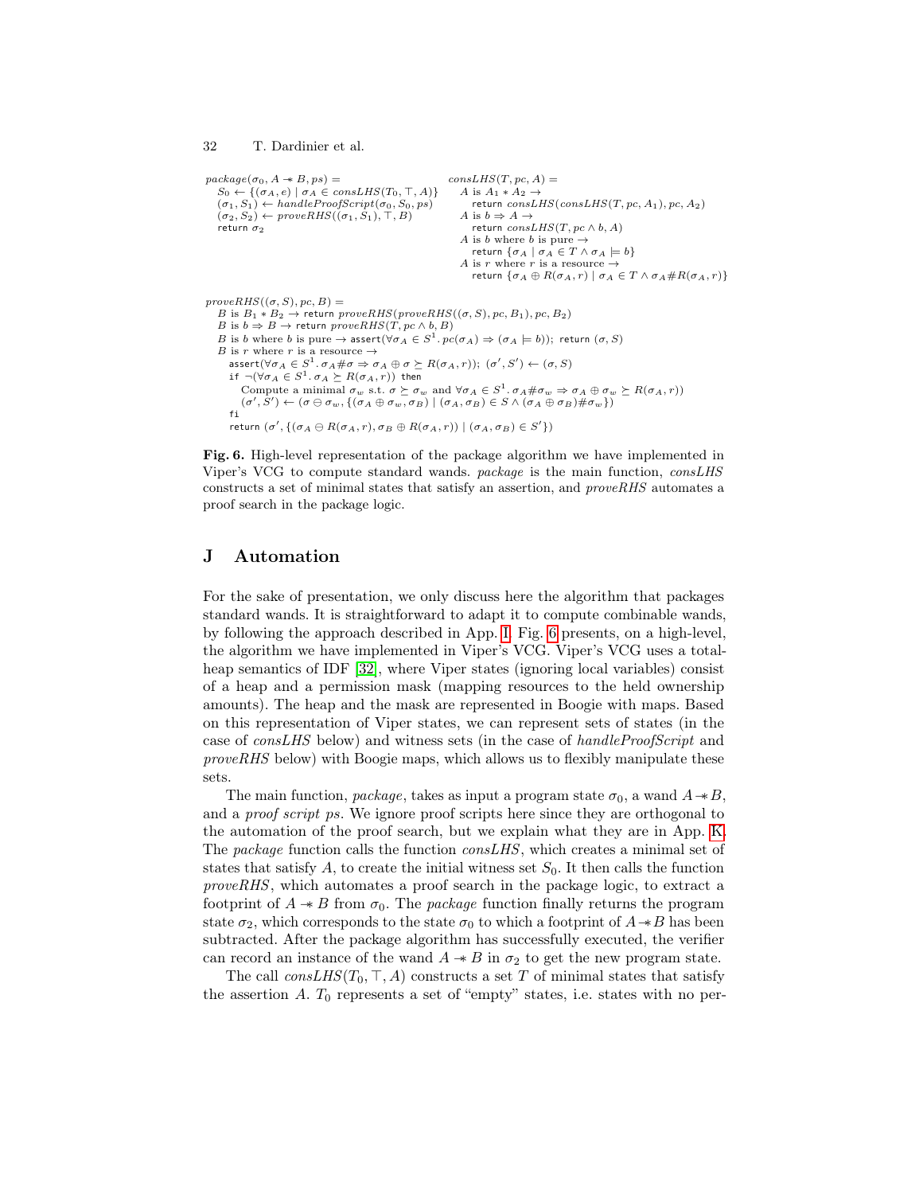```
package(σ0, A -* B, ps) =
   S0 ← {(σA, e) | σA ∈ consLHS(T0, ⊤, A)}
   (σ1, S1) ← handleProofScript(σ0, S0, ps)
   (σ2, S2) ← proveRHS((σ1, S1), ⊤, B)
   return σ2

consLHS(T, pc, A) =
   A is A1 * A2 →
      return consLHS(consLHS(T, pc, A1), pc, A2)
   A is b ⇒ A →
      return consLHS(T, pc ∧ b, A)
   A is b where b is pure →
      return {σA | σA ∈ T ∧ σA ⊨ b}
   A is r where r is a resource →
      return {σA ⊕ R(σA, r) | σA ∈ T ∧ σA#R(σA, r)}

proveRHS((σ, S), pc, B) =
   B is B1 * B2 → return proveRHS(proveRHS((σ, S), pc, B1), pc, B2)
   B is b ⇒ B → return proveRHS(T, pc ∧ b, B)
   B is b where b is pure → assert(∀σA ∈ S^1. pc(σA) ⇒ (σA ⊨ b)); return (σ, S)
   B is r where r is a resource →
      assert(∀σA ∈ S^1. σA#σ ⇒ σA ⊕ σ ⪰ R(σA, r)); (σ', S') ← (σ, S)
      if ¬(∀σA ∈ S^1. σA ⪰ R(σA, r)) then
         Compute a minimal σw s.t. σ ⪰ σw and ∀σA ∈ S^1. σA#σw ⇒ σA ⊕ σw ⪰ R(σA, r))
         (σ', S') ← (σ ⊖ σw, {(σA ⊕ σw, σB) | (σA, σB) ∈ S ∧ (σA ⊕ σB)#σw})
      fi
      return (σ', {(σA ⊖ R(σA, r), σB ⊕ R(σA, r)) | (σA, σB) ∈ S'})
```

**Fig. 6.** High-level representation of the package algorithm we have implemented in Viper's VCG to compute standard wands. *package* is the main function, *consLHS* constructs a set of minimal states that satisfy an assertion, and *proveRHS* automates a proof search in the package logic.

## J Automation

For the sake of presentation, we only discuss here the algorithm that packages standard wands. It is straightforward to adapt it to compute combinable wands, by following the approach described in App. I. Fig. 6 presents, on a high-level, the algorithm we have implemented in Viper's VCG. Viper's VCG uses a total-heap semantics of IDF [32], where Viper states (ignoring local variables) consist of a heap and a permission mask (mapping resources to the held ownership amounts). The heap and the mask are represented in Boogie with maps. Based on this representation of Viper states, we can represent sets of states (in the case of *consLHS* below) and witness sets (in the case of *handleProofScript* and *proveRHS* below) with Boogie maps, which allows us to flexibly manipulate these sets.

The main function, *package*, takes as input a program state $\sigma_0$, a wand $A \mathrel{-\!\!*} B$, and a *proof script* $ps$. We ignore proof scripts here since they are orthogonal to the automation of the proof search, but we explain what they are in App. K. The *package* function calls the function *consLHS*, which creates a minimal set of states that satisfy $A$, to create the initial witness set $S_0$. It then calls the function *proveRHS*, which automates a proof search in the package logic, to extract a footprint of $A \mathrel{-\!\!*} B$ from $\sigma_0$. The *package* function finally returns the program state $\sigma_2$, which corresponds to the state $\sigma_0$ to which a footprint of $A \mathrel{-\!\!*} B$ has been subtracted. After the package algorithm has successfully executed, the verifier can record an instance of the wand $A \mathrel{-\!\!*} B$ in $\sigma_2$ to get the new program state.

The call $consLHS(T_0, \top, A)$ constructs a set $T$ of minimal states that satisfy the assertion $A$. $T_0$ represents a set of "empty" states, i.e. states with no per-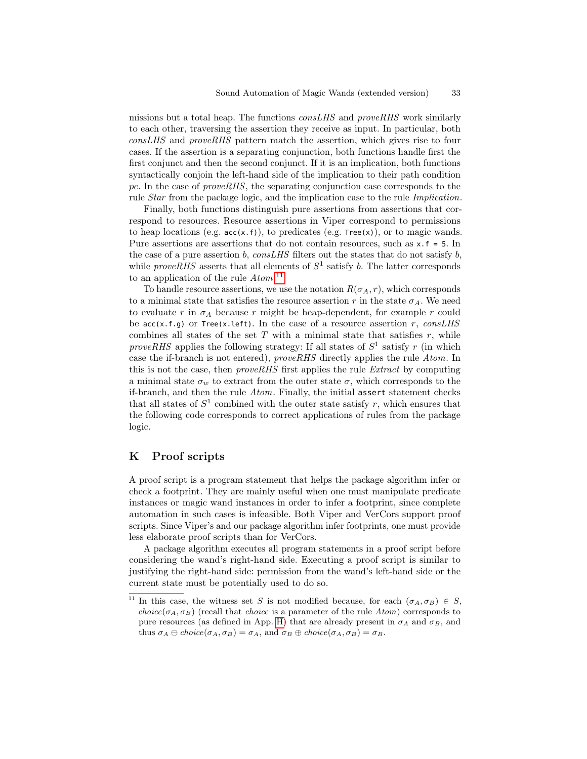missions but a total heap. The functions *consLHS* and *proveRHS* work similarly to each other, traversing the assertion they receive as input. In particular, both *consLHS* and *proveRHS* pattern match the assertion, which gives rise to four cases. If the assertion is a separating conjunction, both functions handle first the first conjunct and then the second conjunct. If it is an implication, both functions syntactically conjoin the left-hand side of the implication to their path condition *pc*. In the case of *proveRHS*, the separating conjunction case corresponds to the rule *Star* from the package logic, and the implication case to the rule *Implication*.

Finally, both functions distinguish pure assertions from assertions that correspond to resources. Resource assertions in Viper correspond to permissions to heap locations (e.g. `acc(x.f)`), to predicates (e.g. `Tree(x)`), or to magic wands. Pure assertions are assertions that do not contain resources, such as `x.f = 5`. In the case of a pure assertion $b$, *consLHS* filters out the states that do not satisfy $b$, while *proveRHS* asserts that all elements of $S^1$ satisfy $b$. The latter corresponds to an application of the rule *Atom*.[11]

To handle resource assertions, we use the notation $R(\sigma_A, r)$, which corresponds to a minimal state that satisfies the resource assertion $r$ in the state $\sigma_A$. We need to evaluate $r$ in $\sigma_A$ because $r$ might be heap-dependent, for example $r$ could be `acc(x.f.g)` or `Tree(x.left)`. In the case of a resource assertion $r$, *consLHS* combines all states of the set $T$ with a minimal state that satisfies $r$, while *proveRHS* applies the following strategy: If all states of $S^1$ satisfy $r$ (in which case the if-branch is not entered), *proveRHS* directly applies the rule *Atom*. In this is not the case, then *proveRHS* first applies the rule *Extract* by computing a minimal state $\sigma_w$ to extract from the outer state $\sigma$, which corresponds to the if-branch, and then the rule *Atom*. Finally, the initial `assert` statement checks that all states of $S^1$ combined with the outer state satisfy $r$, which ensures that the following code corresponds to correct applications of rules from the package logic.

## K Proof scripts

A proof script is a program statement that helps the package algorithm infer or check a footprint. They are mainly useful when one must manipulate predicate instances or magic wand instances in order to infer a footprint, since complete automation in such cases is infeasible. Both Viper and VerCors support proof scripts. Since Viper's and our package algorithm infer footprints, one must provide less elaborate proof scripts than for VerCors.

A package algorithm executes all program statements in a proof script before considering the wand's right-hand side. Executing a proof script is similar to justifying the right-hand side: permission from the wand's left-hand side or the current state must be potentially used to do so.

---

[11] In this case, the witness set $S$ is not modified because, for each $(\sigma_A, \sigma_B) \in S$, $choice(\sigma_A, \sigma_B)$ (recall that *choice* is a parameter of the rule *Atom*) corresponds to pure resources (as defined in App. H) that are already present in $\sigma_A$ and $\sigma_B$, and thus $\sigma_A \ominus choice(\sigma_A, \sigma_B) = \sigma_A$, and $\sigma_B \oplus choice(\sigma_A, \sigma_B) = \sigma_B$.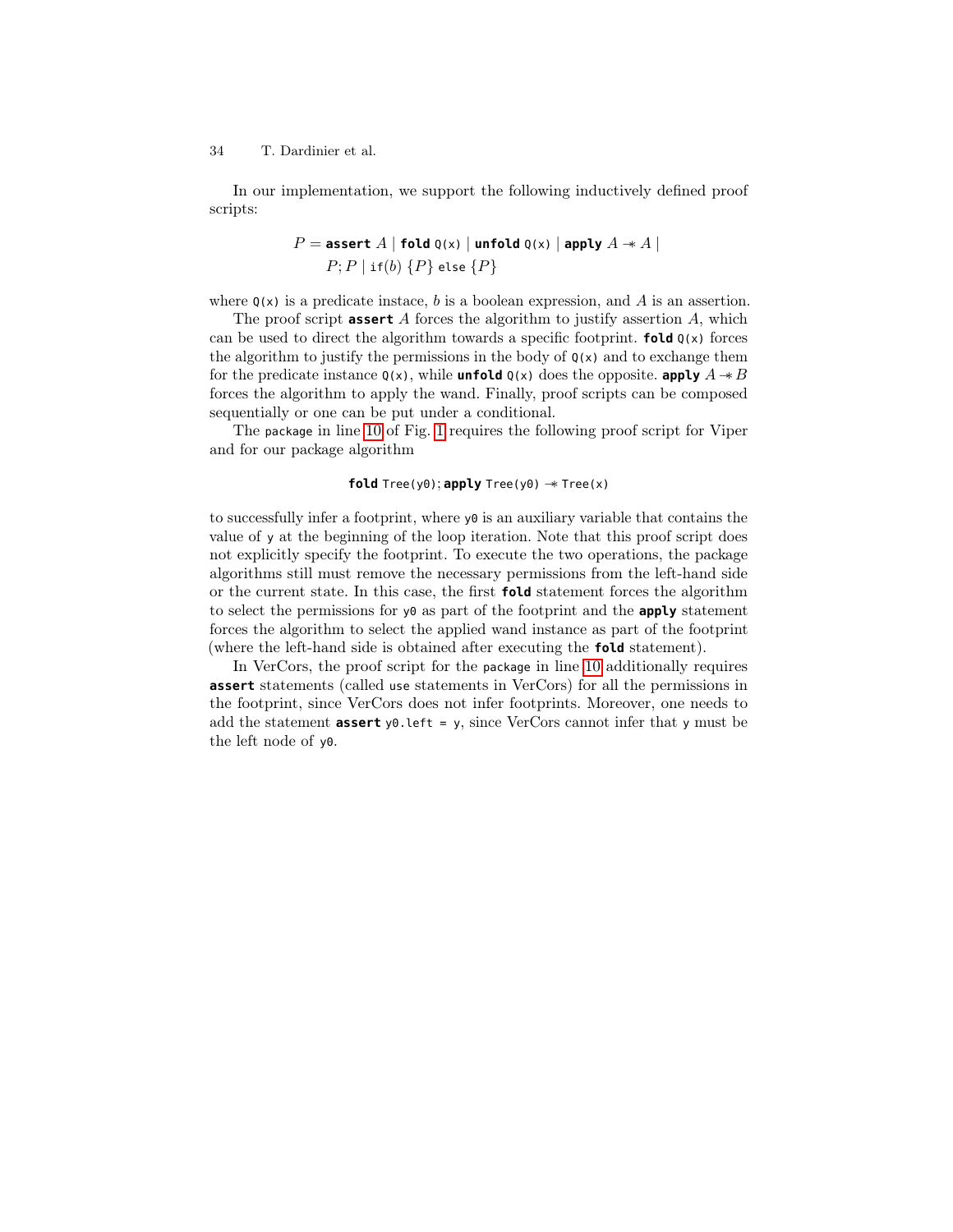In our implementation, we support the following inductively defined proof scripts:

$$P = \textbf{assert}\ A \mid \textbf{fold}\ \texttt{Q(x)} \mid \textbf{unfold}\ \texttt{Q(x)} \mid \textbf{apply}\ A \mathrel{-\!\!*} A \mid$$
$$P; P \mid \texttt{if}(b)\ \{P\}\ \texttt{else}\ \{P\}$$

where `Q(x)` is a predicate instace, $b$ is a boolean expression, and $A$ is an assertion.

The proof script **assert** $A$ forces the algorithm to justify assertion $A$, which can be used to direct the algorithm towards a specific footprint. **fold** `Q(x)` forces the algorithm to justify the permissions in the body of `Q(x)` and to exchange them for the predicate instance `Q(x)`, while **unfold** `Q(x)` does the opposite. **apply** $A \mathrel{-\!\!*} B$ forces the algorithm to apply the wand. Finally, proof scripts can be composed sequentially or one can be put under a conditional.

The `package` in line 10 of Fig. 1 requires the following proof script for Viper and for our package algorithm

**fold** `Tree(y0)`; **apply** `Tree(y0)` $\mathrel{-\!\!*}$ `Tree(x)`

to successfully infer a footprint, where `y0` is an auxiliary variable that contains the value of `y` at the beginning of the loop iteration. Note that this proof script does not explicitly specify the footprint. To execute the two operations, the package algorithms still must remove the necessary permissions from the left-hand side or the current state. In this case, the first **fold** statement forces the algorithm to select the permissions for `y0` as part of the footprint and the **apply** statement forces the algorithm to select the applied wand instance as part of the footprint (where the left-hand side is obtained after executing the **fold** statement).

In VerCors, the proof script for the `package` in line 10 additionally requires **assert** statements (called `use` statements in VerCors) for all the permissions in the footprint, since VerCors does not infer footprints. Moreover, one needs to add the statement **assert** `y0.left = y`, since VerCors cannot infer that `y` must be the left node of `y0`.